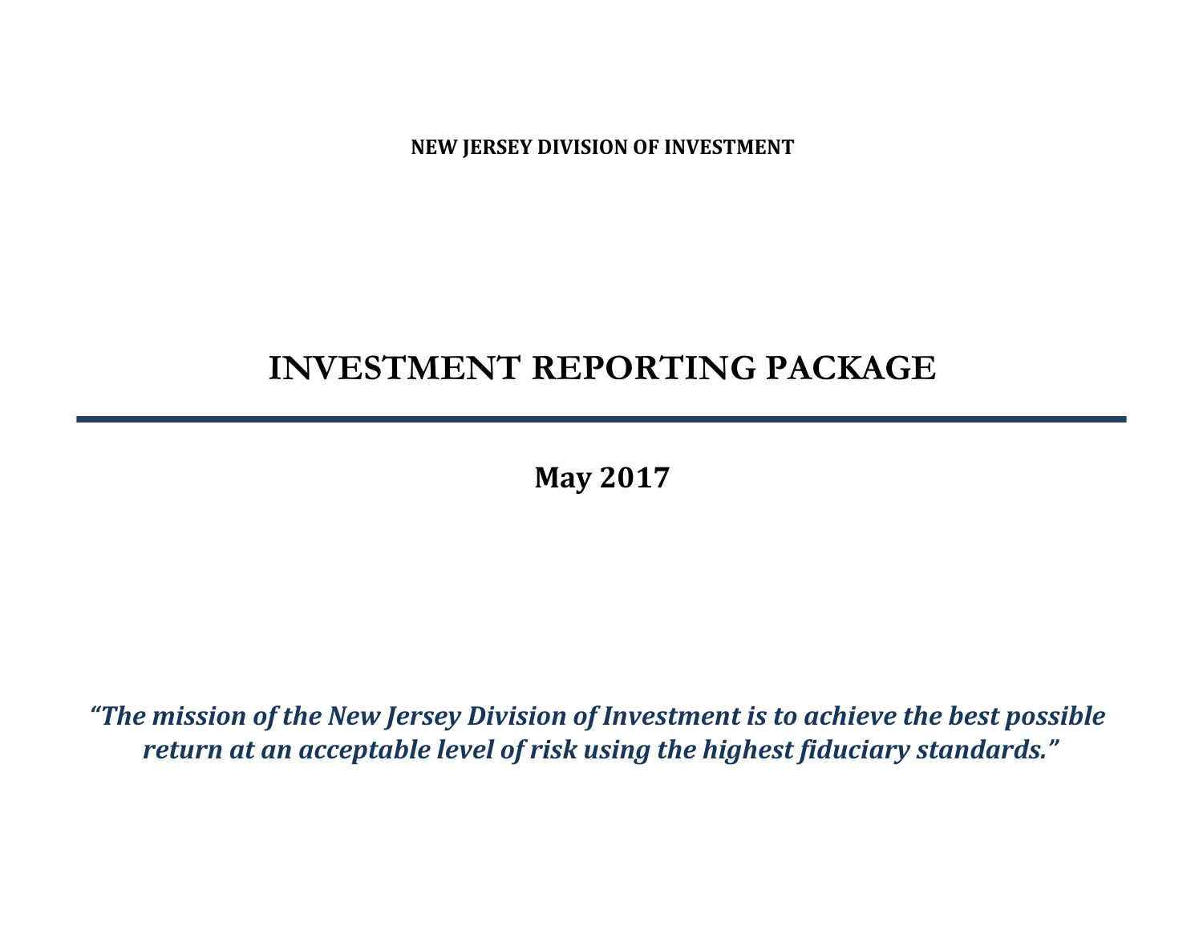**NEW JERSEY DIVISION OF INVESTMENT**

# INVESTMENT REPORTING PACKAGE

---

**May 2017**

***"The mission of the New Jersey Division of Investment is to achieve the best possible return at an acceptable level of risk using the highest fiduciary standards."***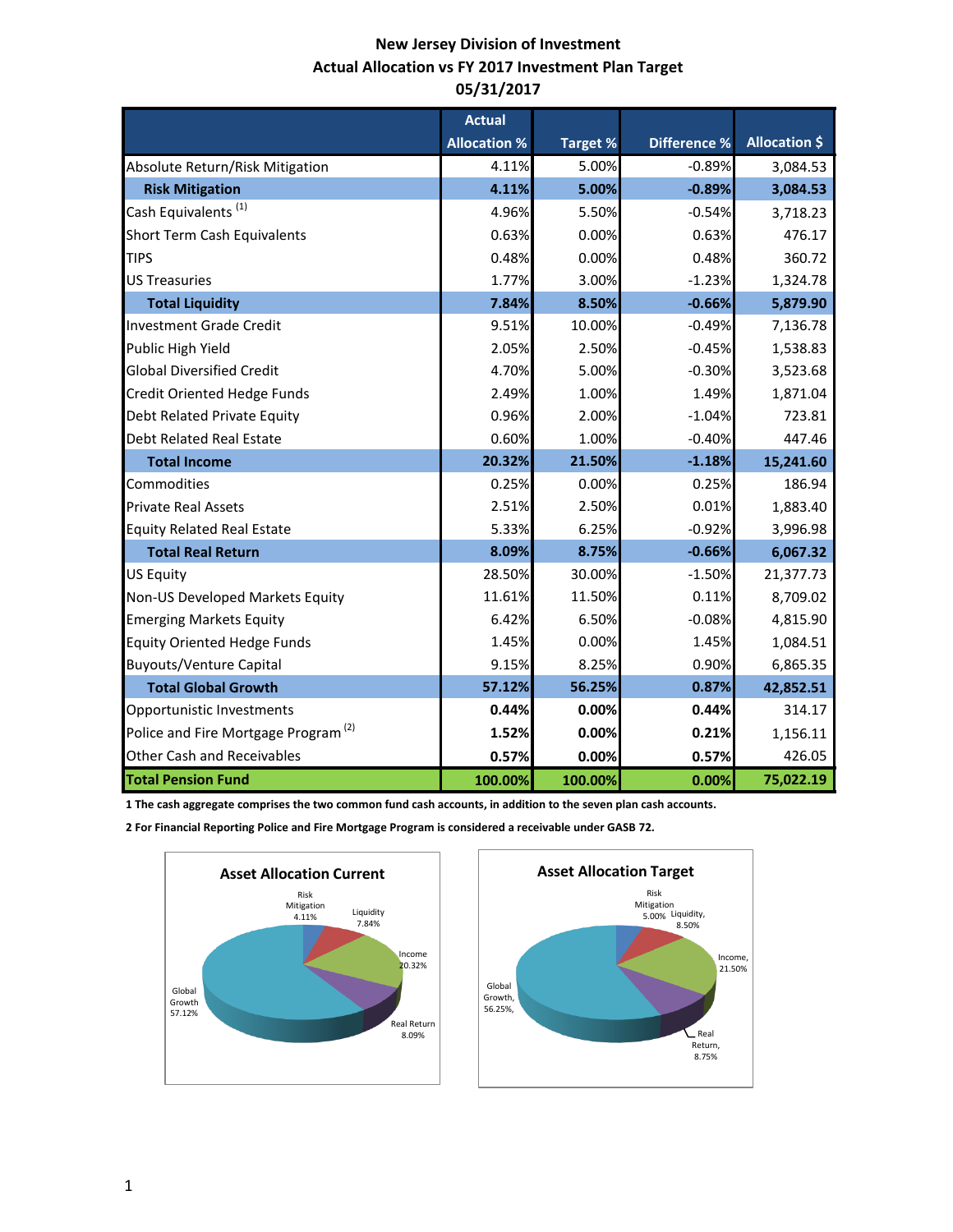# New Jersey Division of Investment
## Actual Allocation vs FY 2017 Investment Plan Target
## 05/31/2017

| | Actual Allocation % | Target % | Difference % | Allocation $ |
|---|---|---|---|---|
| Absolute Return/Risk Mitigation | 4.11% | 5.00% | -0.89% | 3,084.53 |
| **Risk Mitigation** | **4.11%** | **5.00%** | **-0.89%** | **3,084.53** |
| Cash Equivalents [1] | 4.96% | 5.50% | -0.54% | 3,718.23 |
| Short Term Cash Equivalents | 0.63% | 0.00% | 0.63% | 476.17 |
| TIPS | 0.48% | 0.00% | 0.48% | 360.72 |
| US Treasuries | 1.77% | 3.00% | -1.23% | 1,324.78 |
| **Total Liquidity** | **7.84%** | **8.50%** | **-0.66%** | **5,879.90** |
| Investment Grade Credit | 9.51% | 10.00% | -0.49% | 7,136.78 |
| Public High Yield | 2.05% | 2.50% | -0.45% | 1,538.83 |
| Global Diversified Credit | 4.70% | 5.00% | -0.30% | 3,523.68 |
| Credit Oriented Hedge Funds | 2.49% | 1.00% | 1.49% | 1,871.04 |
| Debt Related Private Equity | 0.96% | 2.00% | -1.04% | 723.81 |
| Debt Related Real Estate | 0.60% | 1.00% | -0.40% | 447.46 |
| **Total Income** | **20.32%** | **21.50%** | **-1.18%** | **15,241.60** |
| Commodities | 0.25% | 0.00% | 0.25% | 186.94 |
| Private Real Assets | 2.51% | 2.50% | 0.01% | 1,883.40 |
| Equity Related Real Estate | 5.33% | 6.25% | -0.92% | 3,996.98 |
| **Total Real Return** | **8.09%** | **8.75%** | **-0.66%** | **6,067.32** |
| US Equity | 28.50% | 30.00% | -1.50% | 21,377.73 |
| Non-US Developed Markets Equity | 11.61% | 11.50% | 0.11% | 8,709.02 |
| Emerging Markets Equity | 6.42% | 6.50% | -0.08% | 4,815.90 |
| Equity Oriented Hedge Funds | 1.45% | 0.00% | 1.45% | 1,084.51 |
| Buyouts/Venture Capital | 9.15% | 8.25% | 0.90% | 6,865.35 |
| **Total Global Growth** | **57.12%** | **56.25%** | **0.87%** | **42,852.51** |
| Opportunistic Investments | **0.44%** | **0.00%** | **0.44%** | 314.17 |
| Police and Fire Mortgage Program [2] | **1.52%** | **0.00%** | **0.21%** | 1,156.11 |
| Other Cash and Receivables | **0.57%** | **0.00%** | **0.57%** | 426.05 |
| **Total Pension Fund** | **100.00%** | **100.00%** | **0.00%** | **75,022.19** |

**1 The cash aggregate comprises the two common fund cash accounts, in addition to the seven plan cash accounts.**

**2 For Financial Reporting Police and Fire Mortgage Program is considered a receivable under GASB 72.**

**Asset Allocation Current**

Risk Mitigation 4.11%; Liquidity 7.84%; Income 20.32%; Real Return 8.09%; Global Growth 57.12%

**Asset Allocation Target**

Risk Mitigation 5.00%; Liquidity, 8.50%; Income, 21.50%; Real Return, 8.75%; Global Growth, 56.25%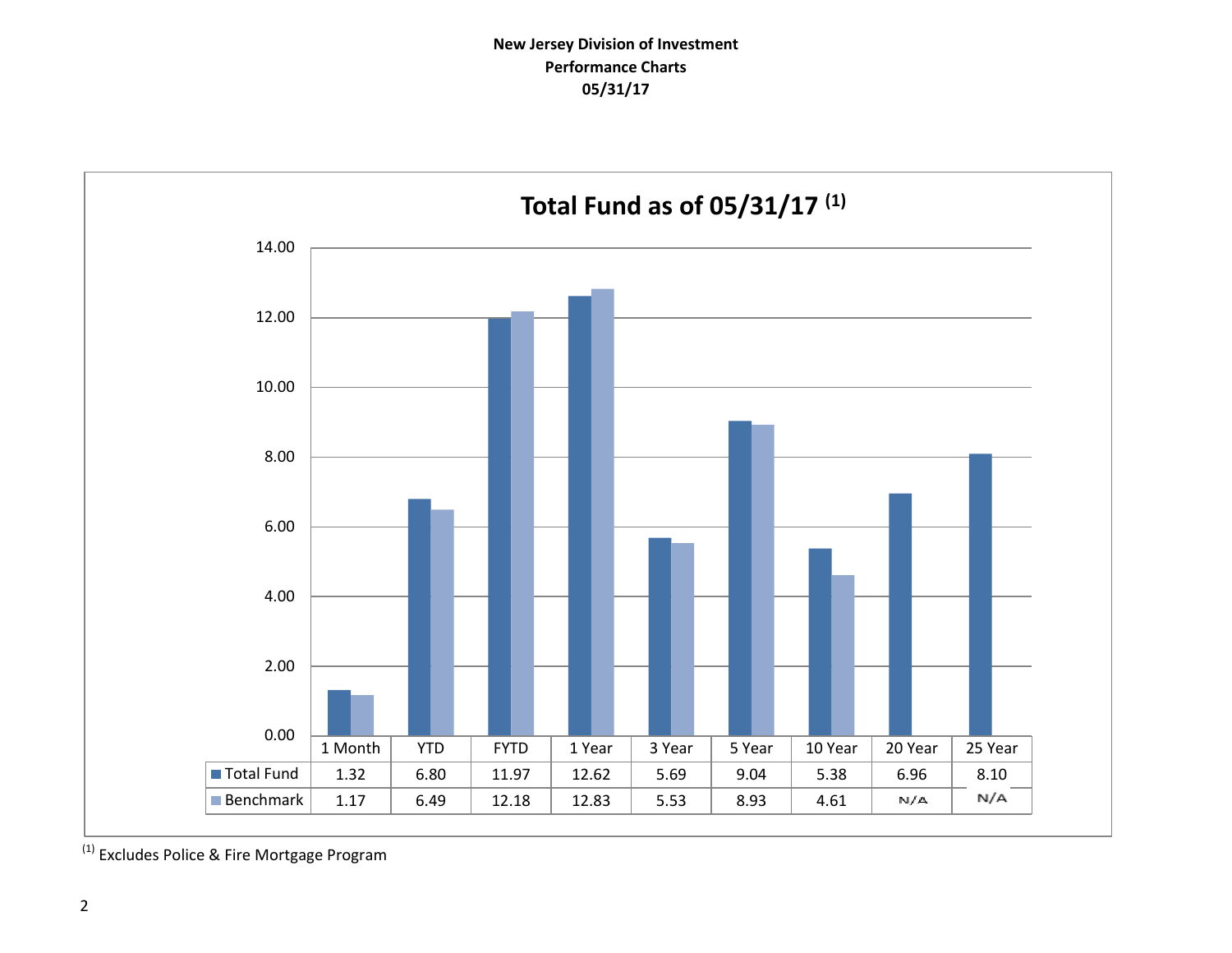**New Jersey Division of Investment**
**Performance Charts**
**05/31/17**

## Total Fund as of 05/31/17 [(1)]

| | 1 Month | YTD | FYTD | 1 Year | 3 Year | 5 Year | 10 Year | 20 Year | 25 Year |
|---|---|---|---|---|---|---|---|---|---|
| Total Fund | 1.32 | 6.80 | 11.97 | 12.62 | 5.69 | 9.04 | 5.38 | 6.96 | 8.10 |
| Benchmark | 1.17 | 6.49 | 12.18 | 12.83 | 5.53 | 8.93 | 4.61 | N/A | N/A |

[(1)] Excludes Police & Fire Mortgage Program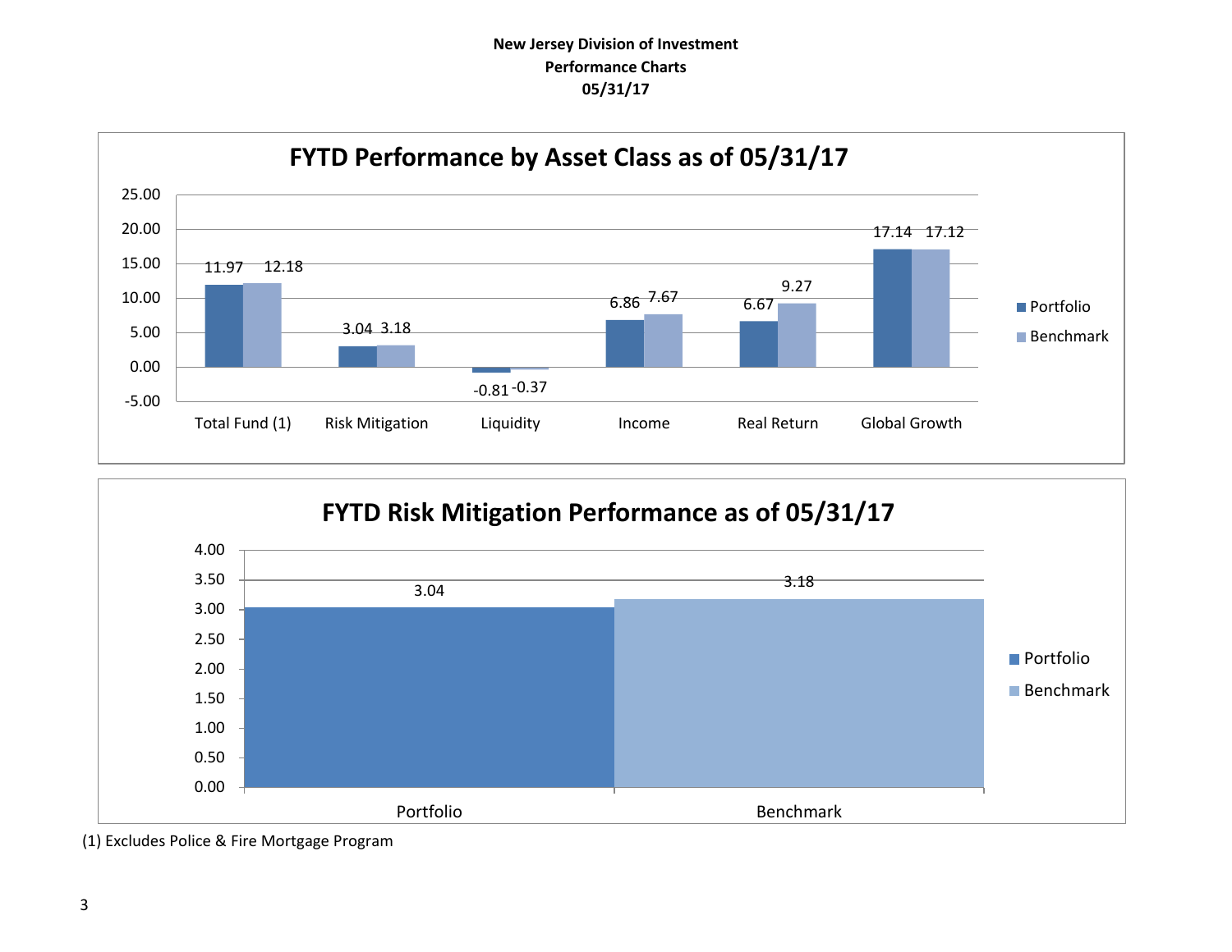**New Jersey Division of Investment**
**Performance Charts**
**05/31/17**

## FYTD Performance by Asset Class as of 05/31/17

| | Portfolio | Benchmark |
|---|---|---|
| Total Fund (1) | 11.97 | 12.18 |
| Risk Mitigation | 3.04 | 3.18 |
| Liquidity | -0.81 | -0.37 |
| Income | 6.86 | 7.67 |
| Real Return | 6.67 | 9.27 |
| Global Growth | 17.14 | 17.12 |

## FYTD Risk Mitigation Performance as of 05/31/17

| | Value |
|---|---|
| Portfolio | 3.04 |
| Benchmark | 3.18 |

(1) Excludes Police & Fire Mortgage Program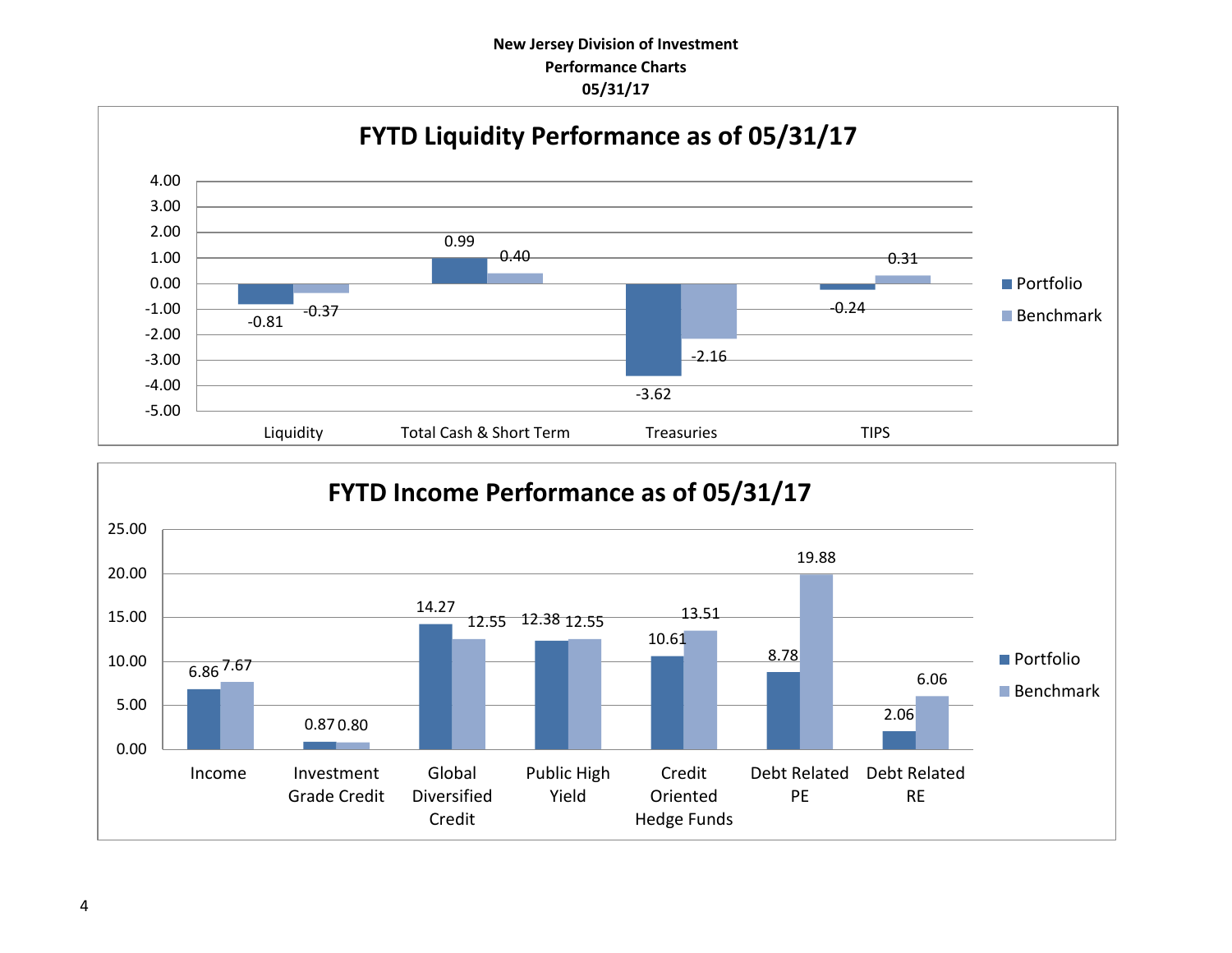**New Jersey Division of Investment**
**Performance Charts**
**05/31/17**

## FYTD Liquidity Performance as of 05/31/17

| | Portfolio | Benchmark |
|---|---|---|
| Liquidity | -0.81 | -0.37 |
| Total Cash & Short Term | 0.99 | 0.40 |
| Treasuries | -3.62 | -2.16 |
| TIPS | -0.24 | 0.31 |

## FYTD Income Performance as of 05/31/17

| | Portfolio | Benchmark |
|---|---|---|
| Income | 6.86 | 7.67 |
| Investment Grade Credit | 0.87 | 0.80 |
| Global Diversified Credit | 14.27 | 12.55 |
| Public High Yield | 12.38 | 12.55 |
| Credit Oriented Hedge Funds | 10.61 | 13.51 |
| Debt Related PE | 8.78 | 19.88 |
| Debt Related RE | 2.06 | 6.06 |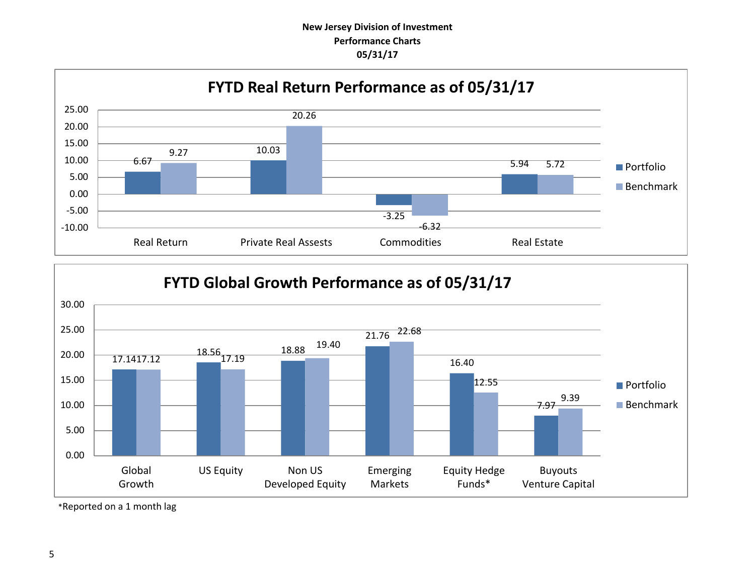**New Jersey Division of Investment**
**Performance Charts**
**05/31/17**

## FYTD Real Return Performance as of 05/31/17

| | Portfolio | Benchmark |
|---|---|---|
| Real Return | 6.67 | 9.27 |
| Private Real Assests | 10.03 | 20.26 |
| Commodities | -3.25 | -6.32 |
| Real Estate | 5.94 | 5.72 |

## FYTD Global Growth Performance as of 05/31/17

| | Portfolio | Benchmark |
|---|---|---|
| Global Growth | 17.14 | 17.12 |
| US Equity | 18.56 | 17.19 |
| Non US Developed Equity | 18.88 | 19.40 |
| Emerging Markets | 21.76 | 22.68 |
| Equity Hedge Funds* | 16.40 | 12.55 |
| Buyouts Venture Capital | 7.97 | 9.39 |

*Reported on a 1 month lag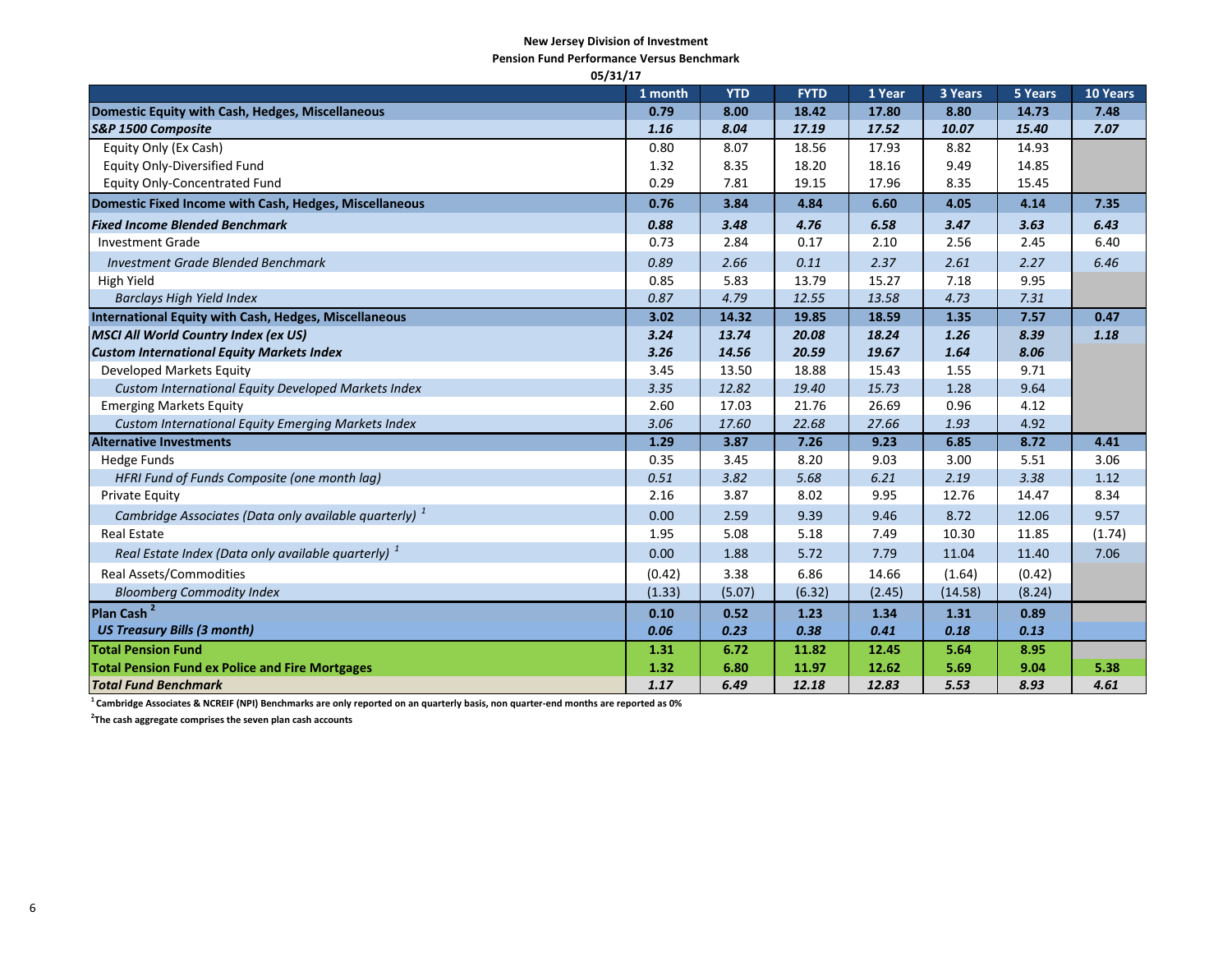**New Jersey Division of Investment**

**Pension Fund Performance Versus Benchmark**

**05/31/17**

| | 1 month | YTD | FYTD | 1 Year | 3 Years | 5 Years | 10 Years |
|---|---|---|---|---|---|---|---|
| **Domestic Equity with Cash, Hedges, Miscellaneous** | **0.79** | **8.00** | **18.42** | **17.80** | **8.80** | **14.73** | **7.48** |
| ***S&P 1500 Composite*** | ***1.16*** | ***8.04*** | ***17.19*** | ***17.52*** | ***10.07*** | ***15.40*** | ***7.07*** |
| Equity Only (Ex Cash) | 0.80 | 8.07 | 18.56 | 17.93 | 8.82 | 14.93 | |
| Equity Only-Diversified Fund | 1.32 | 8.35 | 18.20 | 18.16 | 9.49 | 14.85 | |
| Equity Only-Concentrated Fund | 0.29 | 7.81 | 19.15 | 17.96 | 8.35 | 15.45 | |
| **Domestic Fixed Income with Cash, Hedges, Miscellaneous** | **0.76** | **3.84** | **4.84** | **6.60** | **4.05** | **4.14** | **7.35** |
| ***Fixed Income Blended Benchmark*** | ***0.88*** | ***3.48*** | ***4.76*** | ***6.58*** | ***3.47*** | ***3.63*** | ***6.43*** |
| Investment Grade | 0.73 | 2.84 | 0.17 | 2.10 | 2.56 | 2.45 | 6.40 |
| *Investment Grade Blended Benchmark* | *0.89* | *2.66* | *0.11* | *2.37* | *2.61* | *2.27* | *6.46* |
| High Yield | 0.85 | 5.83 | 13.79 | 15.27 | 7.18 | 9.95 | |
| *Barclays High Yield Index* | *0.87* | *4.79* | *12.55* | *13.58* | *4.73* | *7.31* | |
| **International Equity with Cash, Hedges, Miscellaneous** | **3.02** | **14.32** | **19.85** | **18.59** | **1.35** | **7.57** | **0.47** |
| ***MSCI All World Country Index (ex US)*** | ***3.24*** | ***13.74*** | ***20.08*** | ***18.24*** | ***1.26*** | ***8.39*** | ***1.18*** |
| ***Custom International Equity Markets Index*** | ***3.26*** | ***14.56*** | ***20.59*** | ***19.67*** | ***1.64*** | ***8.06*** | |
| Developed Markets Equity | 3.45 | 13.50 | 18.88 | 15.43 | 1.55 | 9.71 | |
| *Custom International Equity Developed Markets Index* | *3.35* | *12.82* | *19.40* | *15.73* | *1.28* | *9.64* | |
| Emerging Markets Equity | 2.60 | 17.03 | 21.76 | 26.69 | 0.96 | 4.12 | |
| *Custom International Equity Emerging Markets Index* | *3.06* | *17.60* | *22.68* | *27.66* | *1.93* | *4.92* | |
| **Alternative Investments** | **1.29** | **3.87** | **7.26** | **9.23** | **6.85** | **8.72** | **4.41** |
| Hedge Funds | 0.35 | 3.45 | 8.20 | 9.03 | 3.00 | 5.51 | 3.06 |
| *HFRI Fund of Funds Composite (one month lag)* | *0.51* | *3.82* | *5.68* | *6.21* | *2.19* | *3.38* | 1.12 |
| Private Equity | 2.16 | 3.87 | 8.02 | 9.95 | 12.76 | 14.47 | 8.34 |
| *Cambridge Associates (Data only available quarterly)* [1] | 0.00 | 2.59 | 9.39 | 9.46 | 8.72 | 12.06 | 9.57 |
| Real Estate | 1.95 | 5.08 | 5.18 | 7.49 | 10.30 | 11.85 | (1.74) |
| *Real Estate Index (Data only available quarterly)* [1] | 0.00 | 1.88 | 5.72 | 7.79 | 11.04 | 11.40 | 7.06 |
| Real Assets/Commodities | (0.42) | 3.38 | 6.86 | 14.66 | (1.64) | (0.42) | |
| *Bloomberg Commodity Index* | (1.33) | (5.07) | (6.32) | (2.45) | (14.58) | (8.24) | |
| **Plan Cash** [2] | **0.10** | **0.52** | **1.23** | **1.34** | **1.31** | **0.89** | |
| ***US Treasury Bills (3 month)*** | ***0.06*** | ***0.23*** | ***0.38*** | ***0.41*** | ***0.18*** | ***0.13*** | |
| **Total Pension Fund** | **1.31** | **6.72** | **11.82** | **12.45** | **5.64** | **8.95** | |
| **Total Pension Fund ex Police and Fire Mortgages** | **1.32** | **6.80** | **11.97** | **12.62** | **5.69** | **9.04** | **5.38** |
| ***Total Fund Benchmark*** | ***1.17*** | ***6.49*** | ***12.18*** | ***12.83*** | ***5.53*** | ***8.93*** | ***4.61*** |

[1] **Cambridge Associates & NCREIF (NPI) Benchmarks are only reported on an quarterly basis, non quarter-end months are reported as 0%**

[2] **The cash aggregate comprises the seven plan cash accounts**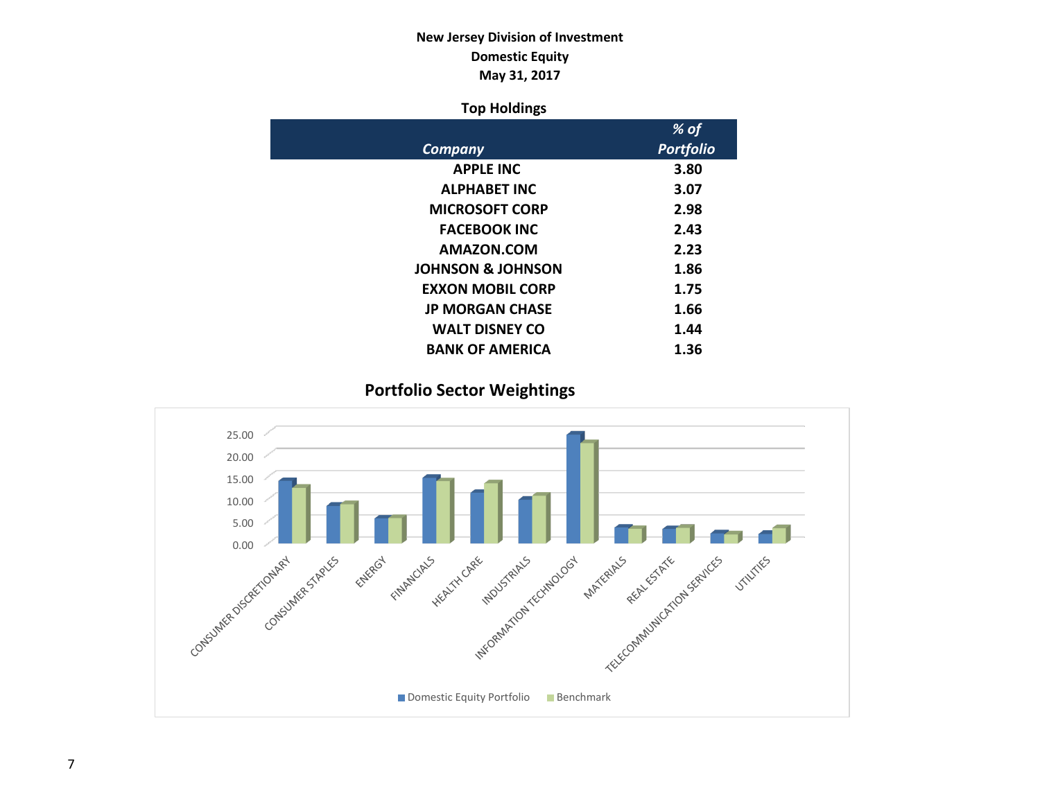**New Jersey Division of Investment**
**Domestic Equity**
**May 31, 2017**

**Top Holdings**

| *Company* | *% of Portfolio* |
|---|---|
| APPLE INC | 3.80 |
| ALPHABET INC | 3.07 |
| MICROSOFT CORP | 2.98 |
| FACEBOOK INC | 2.43 |
| AMAZON.COM | 2.23 |
| JOHNSON & JOHNSON | 1.86 |
| EXXON MOBIL CORP | 1.75 |
| JP MORGAN CHASE | 1.66 |
| WALT DISNEY CO | 1.44 |
| BANK OF AMERICA | 1.36 |

**Portfolio Sector Weightings**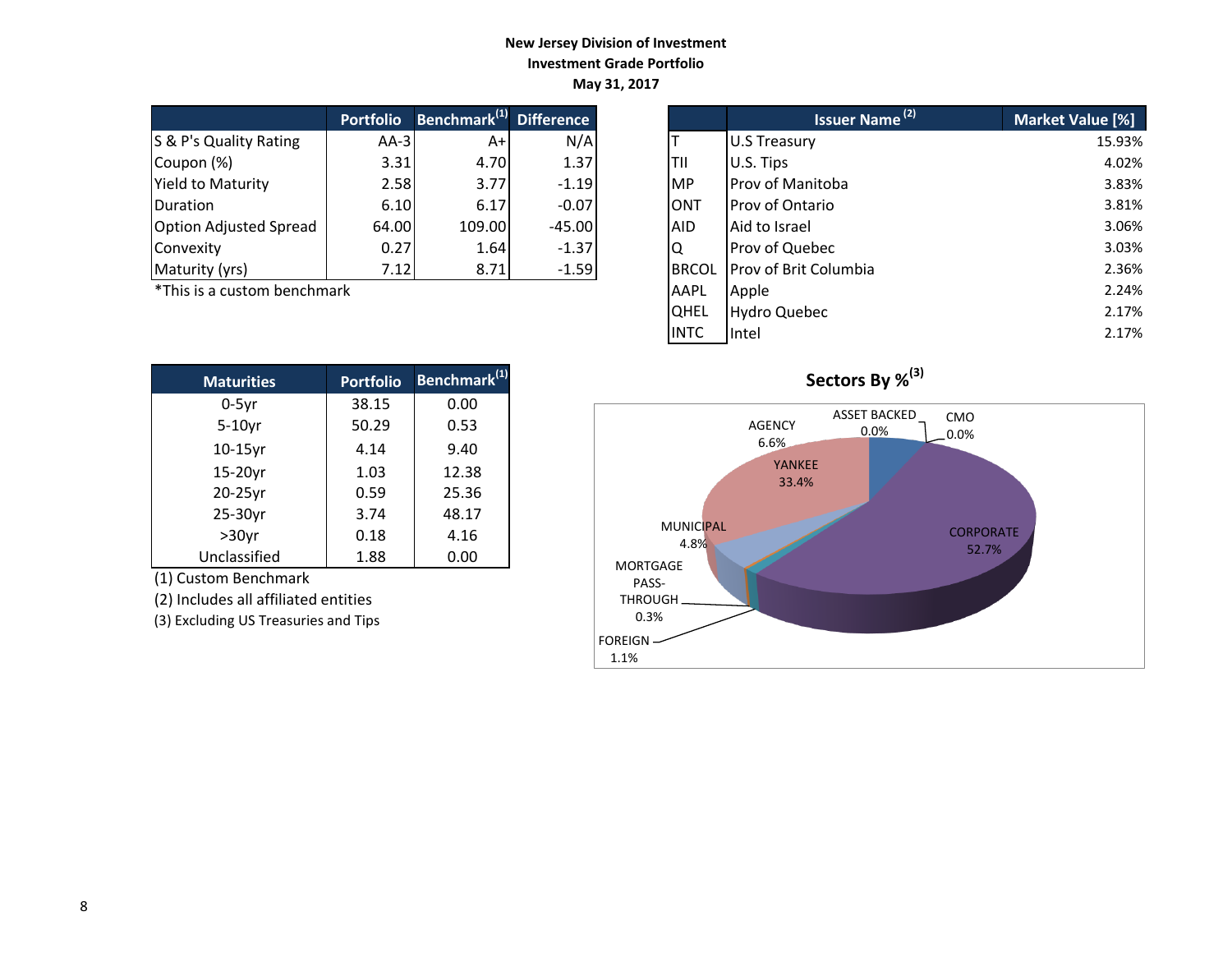**New Jersey Division of Investment**
**Investment Grade Portfolio**
**May 31, 2017**

| | Portfolio | Benchmark[1] | Difference |
|---|---|---|---|
| S & P's Quality Rating | AA-3 | A+ | N/A |
| Coupon (%) | 3.31 | 4.70 | 1.37 |
| Yield to Maturity | 2.58 | 3.77 | -1.19 |
| Duration | 6.10 | 6.17 | -0.07 |
| Option Adjusted Spread | 64.00 | 109.00 | -45.00 |
| Convexity | 0.27 | 1.64 | -1.37 |
| Maturity (yrs) | 7.12 | 8.71 | -1.59 |

*This is a custom benchmark

| | Issuer Name [2] | Market Value [%] |
|---|---|---|
| T | U.S Treasury | 15.93% |
| TII | U.S. Tips | 4.02% |
| MP | Prov of Manitoba | 3.83% |
| ONT | Prov of Ontario | 3.81% |
| AID | Aid to Israel | 3.06% |
| Q | Prov of Quebec | 3.03% |
| BRCOL | Prov of Brit Columbia | 2.36% |
| AAPL | Apple | 2.24% |
| QHEL | Hydro Quebec | 2.17% |
| INTC | Intel | 2.17% |

| Maturities | Portfolio | Benchmark[1] |
|---|---|---|
| 0-5yr | 38.15 | 0.00 |
| 5-10yr | 50.29 | 0.53 |
| 10-15yr | 4.14 | 9.40 |
| 15-20yr | 1.03 | 12.38 |
| 20-25yr | 0.59 | 25.36 |
| 25-30yr | 3.74 | 48.17 |
| >30yr | 0.18 | 4.16 |
| Unclassified | 1.88 | 0.00 |

(1) Custom Benchmark
(2) Includes all affiliated entities
(3) Excluding US Treasuries and Tips

**Sectors By %[3]**

| Sector | % |
|---|---|
| Agency | 6.6% |
| Asset Backed | 0.0% |
| CMO | 0.0% |
| Yankee | 33.4% |
| Corporate | 52.7% |
| Municipal | 4.8% |
| Mortgage Pass-Through | 0.3% |
| Foreign | 1.1% |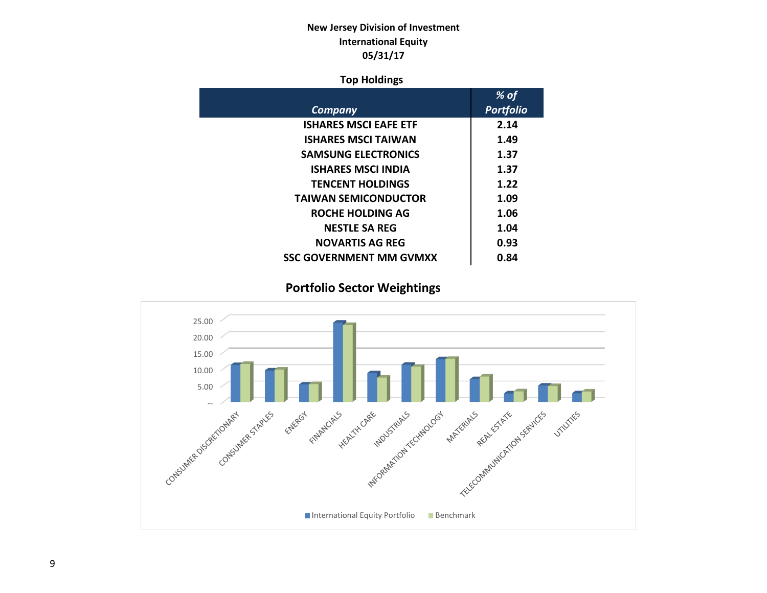**New Jersey Division of Investment**
**International Equity**
**05/31/17**

**Top Holdings**

| *Company* | *% of Portfolio* |
|---|---|
| ISHARES MSCI EAFE ETF | 2.14 |
| ISHARES MSCI TAIWAN | 1.49 |
| SAMSUNG ELECTRONICS | 1.37 |
| ISHARES MSCI INDIA | 1.37 |
| TENCENT HOLDINGS | 1.22 |
| TAIWAN SEMICONDUCTOR | 1.09 |
| ROCHE HOLDING AG | 1.06 |
| NESTLE SA REG | 1.04 |
| NOVARTIS AG REG | 0.93 |
| SSC GOVERNMENT MM GVMXX | 0.84 |

**Portfolio Sector Weightings**

25.00
20.00
15.00
10.00
5.00
--

CONSUMER DISCRETIONARY, CONSUMER STAPLES, ENERGY, FINANCIALS, HEALTH CARE, INDUSTRIALS, INFORMATION TECHNOLOGY, MATERIALS, REAL ESTATE, TELECOMMUNICATION SERVICES, UTILITIES

International Equity Portfolio   Benchmark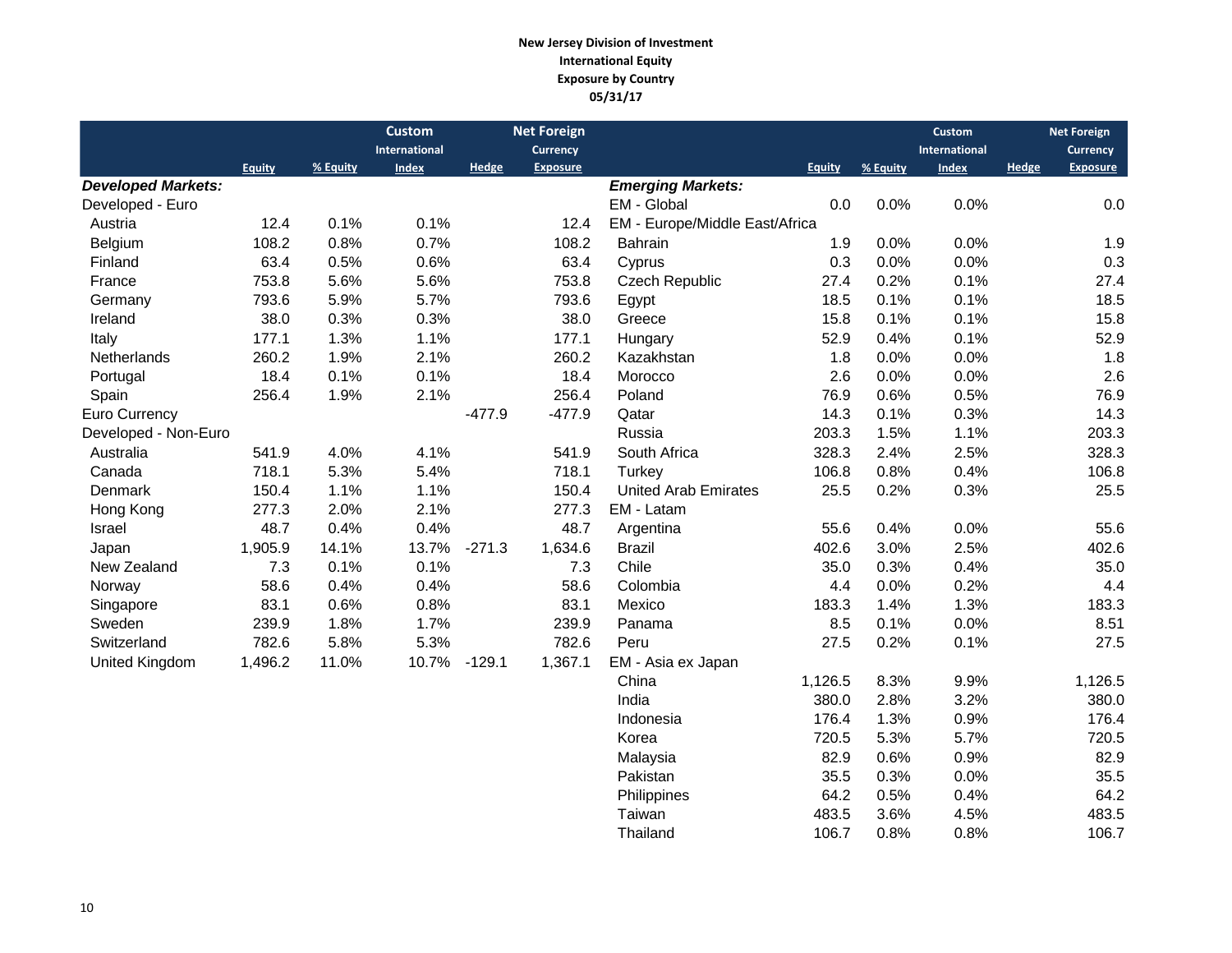**New Jersey Division of Investment**
**International Equity**
**Exposure by Country**
**05/31/17**

| | Equity | % Equity | Custom International Index | Hedge | Net Foreign Currency Exposure |
|---|---|---|---|---|---|
| ***Developed Markets:*** | | | | | |
| Developed - Euro | | | | | |
| Austria | 12.4 | 0.1% | 0.1% | | 12.4 |
| Belgium | 108.2 | 0.8% | 0.7% | | 108.2 |
| Finland | 63.4 | 0.5% | 0.6% | | 63.4 |
| France | 753.8 | 5.6% | 5.6% | | 753.8 |
| Germany | 793.6 | 5.9% | 5.7% | | 793.6 |
| Ireland | 38.0 | 0.3% | 0.3% | | 38.0 |
| Italy | 177.1 | 1.3% | 1.1% | | 177.1 |
| Netherlands | 260.2 | 1.9% | 2.1% | | 260.2 |
| Portugal | 18.4 | 0.1% | 0.1% | | 18.4 |
| Spain | 256.4 | 1.9% | 2.1% | | 256.4 |
| Euro Currency | | | | -477.9 | -477.9 |
| Developed - Non-Euro | | | | | |
| Australia | 541.9 | 4.0% | 4.1% | | 541.9 |
| Canada | 718.1 | 5.3% | 5.4% | | 718.1 |
| Denmark | 150.4 | 1.1% | 1.1% | | 150.4 |
| Hong Kong | 277.3 | 2.0% | 2.1% | | 277.3 |
| Israel | 48.7 | 0.4% | 0.4% | | 48.7 |
| Japan | 1,905.9 | 14.1% | 13.7% | -271.3 | 1,634.6 |
| New Zealand | 7.3 | 0.1% | 0.1% | | 7.3 |
| Norway | 58.6 | 0.4% | 0.4% | | 58.6 |
| Singapore | 83.1 | 0.6% | 0.8% | | 83.1 |
| Sweden | 239.9 | 1.8% | 1.7% | | 239.9 |
| Switzerland | 782.6 | 5.8% | 5.3% | | 782.6 |
| United Kingdom | 1,496.2 | 11.0% | 10.7% | -129.1 | 1,367.1 |

| | Equity | % Equity | Custom International Index | Hedge | Net Foreign Currency Exposure |
|---|---|---|---|---|---|
| ***Emerging Markets:*** | | | | | |
| EM - Global | 0.0 | 0.0% | 0.0% | | 0.0 |
| EM - Europe/Middle East/Africa | | | | | |
| Bahrain | 1.9 | 0.0% | 0.0% | | 1.9 |
| Cyprus | 0.3 | 0.0% | 0.0% | | 0.3 |
| Czech Republic | 27.4 | 0.2% | 0.1% | | 27.4 |
| Egypt | 18.5 | 0.1% | 0.1% | | 18.5 |
| Greece | 15.8 | 0.1% | 0.1% | | 15.8 |
| Hungary | 52.9 | 0.4% | 0.1% | | 52.9 |
| Kazakhstan | 1.8 | 0.0% | 0.0% | | 1.8 |
| Morocco | 2.6 | 0.0% | 0.0% | | 2.6 |
| Poland | 76.9 | 0.6% | 0.5% | | 76.9 |
| Qatar | 14.3 | 0.1% | 0.3% | | 14.3 |
| Russia | 203.3 | 1.5% | 1.1% | | 203.3 |
| South Africa | 328.3 | 2.4% | 2.5% | | 328.3 |
| Turkey | 106.8 | 0.8% | 0.4% | | 106.8 |
| United Arab Emirates | 25.5 | 0.2% | 0.3% | | 25.5 |
| EM - Latam | | | | | |
| Argentina | 55.6 | 0.4% | 0.0% | | 55.6 |
| Brazil | 402.6 | 3.0% | 2.5% | | 402.6 |
| Chile | 35.0 | 0.3% | 0.4% | | 35.0 |
| Colombia | 4.4 | 0.0% | 0.2% | | 4.4 |
| Mexico | 183.3 | 1.4% | 1.3% | | 183.3 |
| Panama | 8.5 | 0.1% | 0.0% | | 8.51 |
| Peru | 27.5 | 0.2% | 0.1% | | 27.5 |
| EM - Asia ex Japan | | | | | |
| China | 1,126.5 | 8.3% | 9.9% | | 1,126.5 |
| India | 380.0 | 2.8% | 3.2% | | 380.0 |
| Indonesia | 176.4 | 1.3% | 0.9% | | 176.4 |
| Korea | 720.5 | 5.3% | 5.7% | | 720.5 |
| Malaysia | 82.9 | 0.6% | 0.9% | | 82.9 |
| Pakistan | 35.5 | 0.3% | 0.0% | | 35.5 |
| Philippines | 64.2 | 0.5% | 0.4% | | 64.2 |
| Taiwan | 483.5 | 3.6% | 4.5% | | 483.5 |
| Thailand | 106.7 | 0.8% | 0.8% | | 106.7 |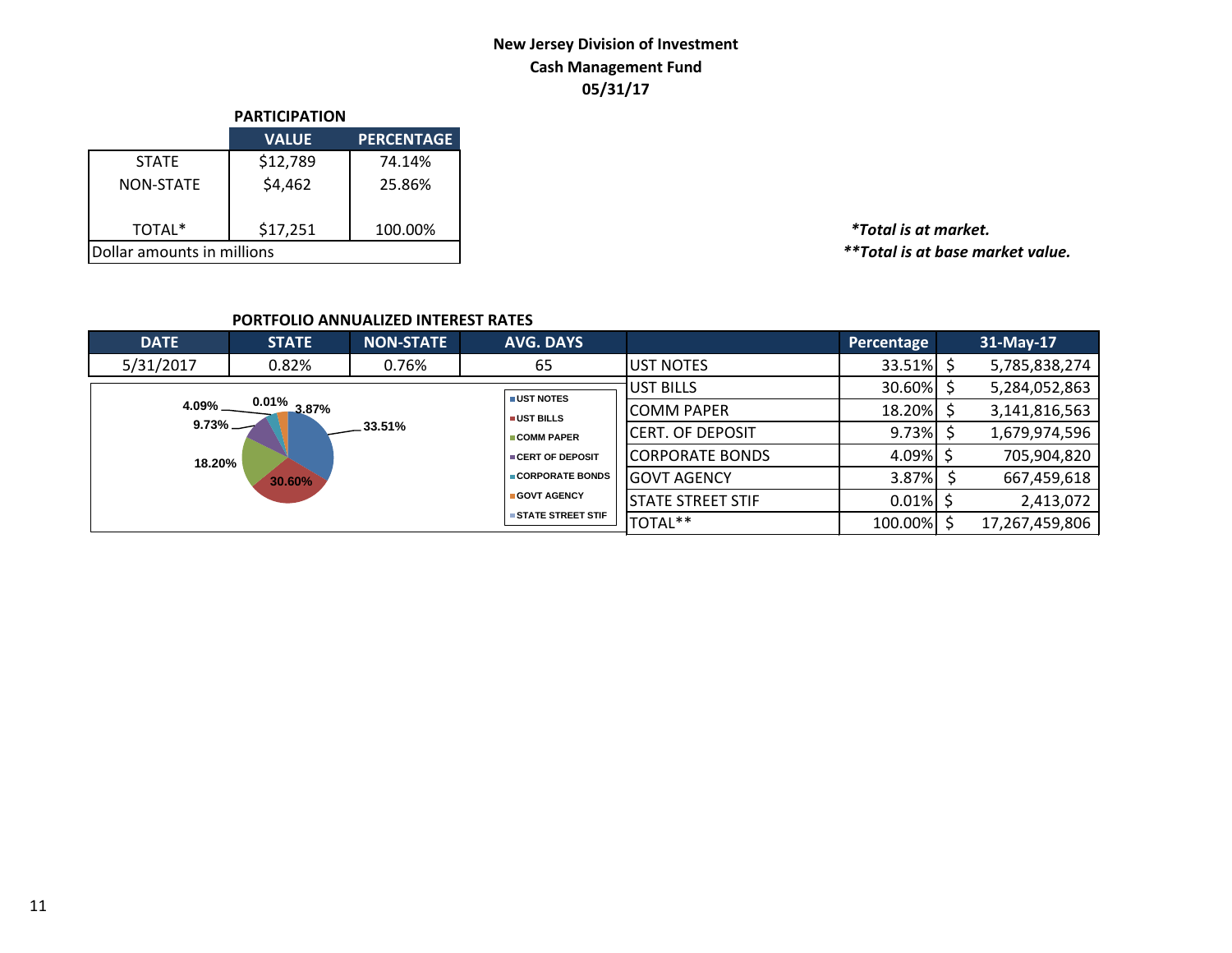# New Jersey Division of Investment
## Cash Management Fund
## 05/31/17

**PARTICIPATION**

| | VALUE | PERCENTAGE |
|---|---|---|
| STATE | $12,789 | 74.14% |
| NON-STATE | $4,462 | 25.86% |
| TOTAL* | $17,251 | 100.00% |
| Dollar amounts in millions | | |

***Total is at market.**

****Total is at base market value.**

**PORTFOLIO ANNUALIZED INTEREST RATES**

| DATE | STATE | NON-STATE | AVG. DAYS |
|---|---|---|---|
| 5/31/2017 | 0.82% | 0.76% | 65 |

| | Percentage | 31-May-17 |
|---|---|---|
| UST NOTES | 33.51% | $ 5,785,838,274 |
| UST BILLS | 30.60% | $ 5,284,052,863 |
| COMM PAPER | 18.20% | $ 3,141,816,563 |
| CERT. OF DEPOSIT | 9.73% | $ 1,679,974,596 |
| CORPORATE BONDS | 4.09% | $ 705,904,820 |
| GOVT AGENCY | 3.87% | $ 667,459,618 |
| STATE STREET STIF | 0.01% | $ 2,413,072 |
| TOTAL** | 100.00% | $ 17,267,459,806 |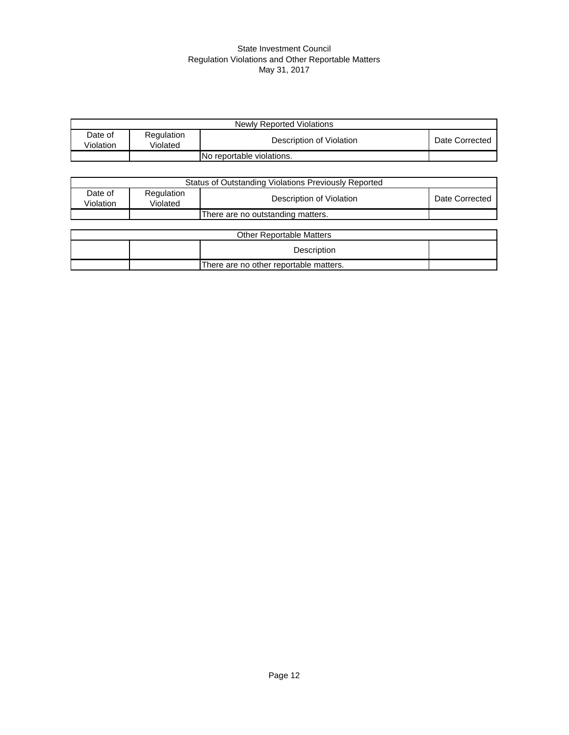State Investment Council
Regulation Violations and Other Reportable Matters
May 31, 2017

| Newly Reported Violations | | | |
|---|---|---|---|
| Date of Violation | Regulation Violated | Description of Violation | Date Corrected |
| | | No reportable violations. | |

| Status of Outstanding Violations Previously Reported | | | |
|---|---|---|---|
| Date of Violation | Regulation Violated | Description of Violation | Date Corrected |
| | | There are no outstanding matters. | |

| Other Reportable Matters | | | |
|---|---|---|---|
| | | Description | |
| | | There are no other reportable matters. | |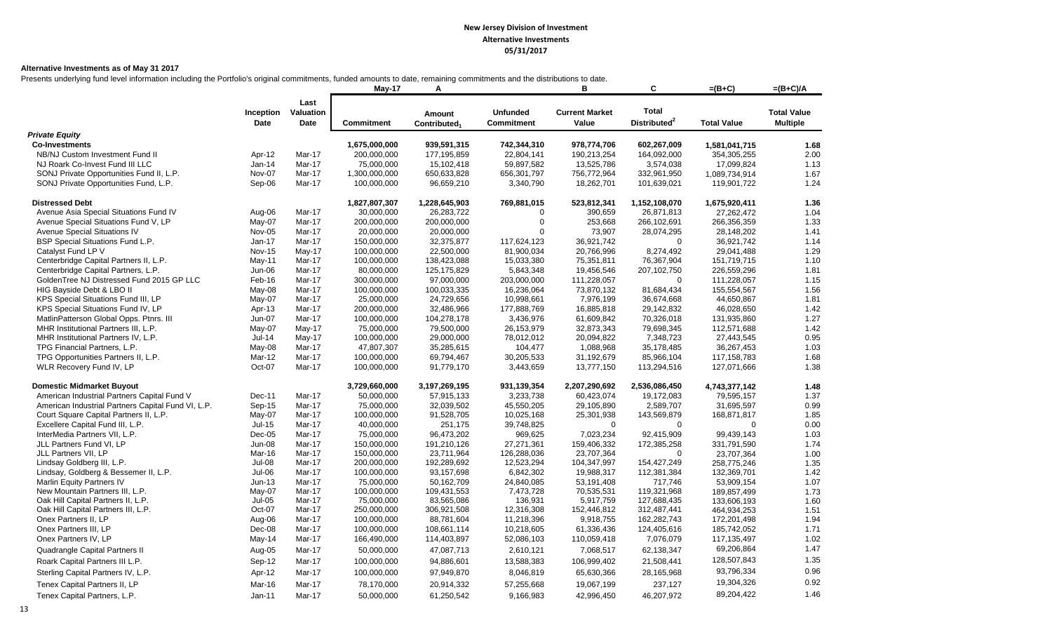# New Jersey Division of Investment
## Alternative Investments
## 05/31/2017

**Alternative Investments as of May 31 2017**

Presents underlying fund level information including the Portfolio's original commitments, funded amounts to date, remaining commitments and the distributions to date.

| | Inception Date | Last Valuation Date | May-17 Commitment | A Amount Contributed[1] | Unfunded Commitment | B Current Market Value | C Total Distributed[2] | =(B+C) Total Value | =(B+C)/A Total Value Multiple |
|---|---|---|---|---|---|---|---|---|---|
| ***Private Equity*** | | | | | | | | | |
| **Co-Investments** | | | **1,675,000,000** | **939,591,315** | **742,344,310** | **978,774,706** | **602,267,009** | **1,581,041,715** | **1.68** |
| NB/NJ Custom Investment Fund II | Apr-12 | Mar-17 | 200,000,000 | 177,195,859 | 22,804,141 | 190,213,254 | 164,092,000 | 354,305,255 | 2.00 |
| NJ Roark Co-Invest Fund III LLC | Jan-14 | Mar-17 | 75,000,000 | 15,102,418 | 59,897,582 | 13,525,786 | 3,574,038 | 17,099,824 | 1.13 |
| SONJ Private Opportunities Fund II, L.P. | Nov-07 | Mar-17 | 1,300,000,000 | 650,633,828 | 656,301,797 | 756,772,964 | 332,961,950 | 1,089,734,914 | 1.67 |
| SONJ Private Opportunities Fund, L.P. | Sep-06 | Mar-17 | 100,000,000 | 96,659,210 | 3,340,790 | 18,262,701 | 101,639,021 | 119,901,722 | 1.24 |
| **Distressed Debt** | | | **1,827,807,307** | **1,228,645,903** | **769,881,015** | **523,812,341** | **1,152,108,070** | **1,675,920,411** | **1.36** |
| Avenue Asia Special Situations Fund IV | Aug-06 | Mar-17 | 30,000,000 | 26,283,722 | 0 | 390,659 | 26,871,813 | 27,262,472 | 1.04 |
| Avenue Special Situations Fund V, LP | May-07 | Mar-17 | 200,000,000 | 200,000,000 | 0 | 253,668 | 266,102,691 | 266,356,359 | 1.33 |
| Avenue Special Situations IV | Nov-05 | Mar-17 | 20,000,000 | 20,000,000 | 0 | 73,907 | 28,074,295 | 28,148,202 | 1.41 |
| BSP Special Situations Fund L.P. | Jan-17 | Mar-17 | 150,000,000 | 32,375,877 | 117,624,123 | 36,921,742 | 0 | 36,921,742 | 1.14 |
| Catalyst Fund LP V | Nov-15 | May-17 | 100,000,000 | 22,500,000 | 81,900,034 | 20,766,996 | 8,274,492 | 29,041,488 | 1.29 |
| Centerbridge Capital Partners II, L.P. | May-11 | Mar-17 | 100,000,000 | 138,423,088 | 15,033,380 | 75,351,811 | 76,367,904 | 151,719,715 | 1.10 |
| Centerbridge Capital Partners, L.P. | Jun-06 | Mar-17 | 80,000,000 | 125,175,829 | 5,843,348 | 19,456,546 | 207,102,750 | 226,559,296 | 1.81 |
| GoldenTree NJ Distressed Fund 2015 GP LLC | Feb-16 | Mar-17 | 300,000,000 | 97,000,000 | 203,000,000 | 111,228,057 | 0 | 111,228,057 | 1.15 |
| HIG Bayside Debt & LBO II | May-08 | Mar-17 | 100,000,000 | 100,033,335 | 16,236,064 | 73,870,132 | 81,684,434 | 155,554,567 | 1.56 |
| KPS Special Situations Fund III, LP | May-07 | Mar-17 | 25,000,000 | 24,729,656 | 10,998,661 | 7,976,199 | 36,674,668 | 44,650,867 | 1.81 |
| KPS Special Situations Fund IV, LP | Apr-13 | Mar-17 | 200,000,000 | 32,486,966 | 177,888,769 | 16,885,818 | 29,142,832 | 46,028,650 | 1.42 |
| MatlinPatterson Global Opps. Ptnrs. III | Jun-07 | Mar-17 | 100,000,000 | 104,278,178 | 3,436,976 | 61,609,842 | 70,326,018 | 131,935,860 | 1.27 |
| MHR Institutional Partners III, L.P. | May-07 | May-17 | 75,000,000 | 79,500,000 | 26,153,979 | 32,873,343 | 79,698,345 | 112,571,688 | 1.42 |
| MHR Institutional Partners IV, L.P. | Jul-14 | May-17 | 100,000,000 | 29,000,000 | 78,012,012 | 20,094,822 | 7,348,723 | 27,443,545 | 0.95 |
| TPG Financial Partners, L.P. | May-08 | Mar-17 | 47,807,307 | 35,285,615 | 104,477 | 1,088,968 | 35,178,485 | 36,267,453 | 1.03 |
| TPG Opportunities Partners II, L.P. | Mar-12 | Mar-17 | 100,000,000 | 69,794,467 | 30,205,533 | 31,192,679 | 85,966,104 | 117,158,783 | 1.68 |
| WLR Recovery Fund IV, LP | Oct-07 | Mar-17 | 100,000,000 | 91,779,170 | 3,443,659 | 13,777,150 | 113,294,516 | 127,071,666 | 1.38 |
| **Domestic Midmarket Buyout** | | | **3,729,660,000** | **3,197,269,195** | **931,139,354** | **2,207,290,692** | **2,536,086,450** | **4,743,377,142** | **1.48** |
| American Industrial Partners Capital Fund V | Dec-11 | Mar-17 | 50,000,000 | 57,915,133 | 3,233,738 | 60,423,074 | 19,172,083 | 79,595,157 | 1.37 |
| American Industrial Partners Capital Fund VI, L.P. | Sep-15 | Mar-17 | 75,000,000 | 32,039,502 | 45,550,205 | 29,105,890 | 2,589,707 | 31,695,597 | 0.99 |
| Court Square Capital Partners II, L.P. | May-07 | Mar-17 | 100,000,000 | 91,528,705 | 10,025,168 | 25,301,938 | 143,569,879 | 168,871,817 | 1.85 |
| Excellere Capital Fund III, L.P. | Jul-15 | Mar-17 | 40,000,000 | 251,175 | 39,748,825 | 0 | 0 | 0 | 0.00 |
| InterMedia Partners VII, L.P. | Dec-05 | Mar-17 | 75,000,000 | 96,473,202 | 969,625 | 7,023,234 | 92,415,909 | 99,439,143 | 1.03 |
| JLL Partners Fund VI, LP | Jun-08 | Mar-17 | 150,000,000 | 191,210,126 | 27,271,361 | 159,406,332 | 172,385,258 | 331,791,590 | 1.74 |
| JLL Partners VII, LP | Mar-16 | Mar-17 | 150,000,000 | 23,711,964 | 126,288,036 | 23,707,364 | 0 | 23,707,364 | 1.00 |
| Lindsay Goldberg III, L.P. | Jul-08 | Mar-17 | 200,000,000 | 192,289,692 | 12,523,294 | 104,347,997 | 154,427,249 | 258,775,246 | 1.35 |
| Lindsay, Goldberg & Bessemer II, L.P. | Jul-06 | Mar-17 | 100,000,000 | 93,157,698 | 6,842,302 | 19,988,317 | 112,381,384 | 132,369,701 | 1.42 |
| Marlin Equity Partners IV | Jun-13 | Mar-17 | 75,000,000 | 50,162,709 | 24,840,085 | 53,191,408 | 717,746 | 53,909,154 | 1.07 |
| New Mountain Partners III, L.P. | May-07 | Mar-17 | 100,000,000 | 109,431,553 | 7,473,728 | 70,535,531 | 119,321,968 | 189,857,499 | 1.73 |
| Oak Hill Capital Partners II, L.P. | Jul-05 | Mar-17 | 75,000,000 | 83,565,086 | 136,931 | 5,917,759 | 127,688,435 | 133,606,193 | 1.60 |
| Oak Hill Capital Partners III, L.P. | Oct-07 | Mar-17 | 250,000,000 | 306,921,508 | 12,316,308 | 152,446,812 | 312,487,441 | 464,934,253 | 1.51 |
| Onex Partners II, LP | Aug-06 | Mar-17 | 100,000,000 | 88,781,604 | 11,218,396 | 9,918,755 | 162,282,743 | 172,201,498 | 1.94 |
| Onex Partners III, LP | Dec-08 | Mar-17 | 100,000,000 | 108,661,114 | 10,218,605 | 61,336,436 | 124,405,616 | 185,742,052 | 1.71 |
| Onex Partners IV, LP | May-14 | Mar-17 | 166,490,000 | 114,403,897 | 52,086,103 | 110,059,418 | 7,076,079 | 117,135,497 | 1.02 |
| Quadrangle Capital Partners II | Aug-05 | Mar-17 | 50,000,000 | 47,087,713 | 2,610,121 | 7,068,517 | 62,138,347 | 69,206,864 | 1.47 |
| Roark Capital Partners III L.P. | Sep-12 | Mar-17 | 100,000,000 | 94,886,601 | 13,588,383 | 106,999,402 | 21,508,441 | 128,507,843 | 1.35 |
| Sterling Capital Partners IV, L.P. | Apr-12 | Mar-17 | 100,000,000 | 97,949,870 | 8,046,819 | 65,630,366 | 28,165,968 | 93,796,334 | 0.96 |
| Tenex Capital Partners II, LP | Mar-16 | Mar-17 | 78,170,000 | 20,914,332 | 57,255,668 | 19,067,199 | 237,127 | 19,304,326 | 0.92 |
| Tenex Capital Partners, L.P. | Jan-11 | Mar-17 | 50,000,000 | 61,250,542 | 9,166,983 | 42,996,450 | 46,207,972 | 89,204,422 | 1.46 |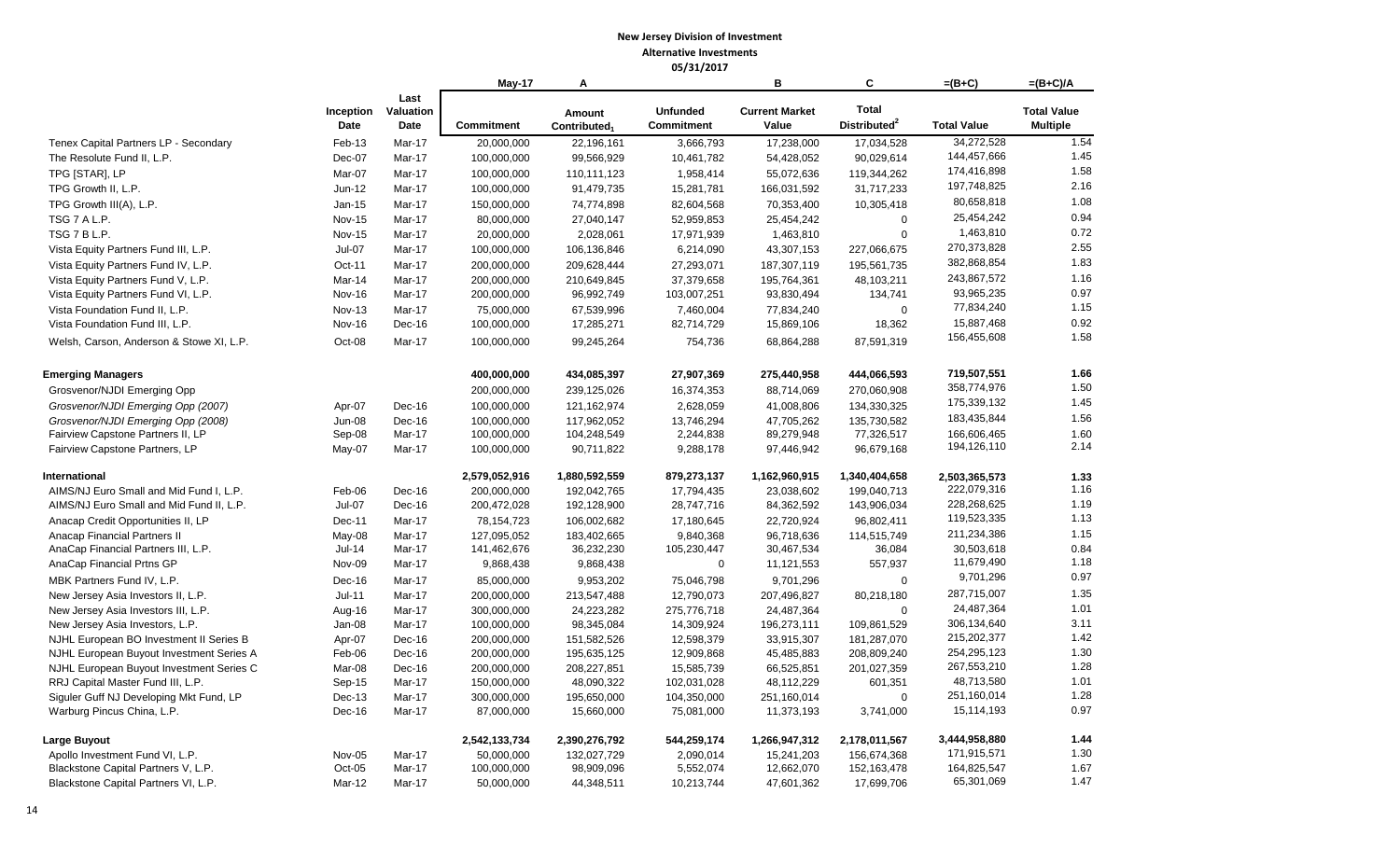**New Jersey Division of Investment**
**Alternative Investments**
**05/31/2017**

| | Inception Date | Last Valuation Date | May-17 Commitment | A Amount Contributed[1] | Unfunded Commitment | B Current Market Value | C Total Distributed[2] | =(B+C) Total Value | =(B+C)/A Total Value Multiple |
|---|---|---|---|---|---|---|---|---|---|
| Tenex Capital Partners LP - Secondary | Feb-13 | Mar-17 | 20,000,000 | 22,196,161 | 3,666,793 | 17,238,000 | 17,034,528 | 34,272,528 | 1.54 |
| The Resolute Fund II, L.P. | Dec-07 | Mar-17 | 100,000,000 | 99,566,929 | 10,461,782 | 54,428,052 | 90,029,614 | 144,457,666 | 1.45 |
| TPG [STAR], LP | Mar-07 | Mar-17 | 100,000,000 | 110,111,123 | 1,958,414 | 55,072,636 | 119,344,262 | 174,416,898 | 1.58 |
| TPG Growth II, L.P. | Jun-12 | Mar-17 | 100,000,000 | 91,479,735 | 15,281,781 | 166,031,592 | 31,717,233 | 197,748,825 | 2.16 |
| TPG Growth III(A), L.P. | Jan-15 | Mar-17 | 150,000,000 | 74,774,898 | 82,604,568 | 70,353,400 | 10,305,418 | 80,658,818 | 1.08 |
| TSG 7 A L.P. | Nov-15 | Mar-17 | 80,000,000 | 27,040,147 | 52,959,853 | 25,454,242 | 0 | 25,454,242 | 0.94 |
| TSG 7 B L.P. | Nov-15 | Mar-17 | 20,000,000 | 2,028,061 | 17,971,939 | 1,463,810 | 0 | 1,463,810 | 0.72 |
| Vista Equity Partners Fund III, L.P. | Jul-07 | Mar-17 | 100,000,000 | 106,136,846 | 6,214,090 | 43,307,153 | 227,066,675 | 270,373,828 | 2.55 |
| Vista Equity Partners Fund IV, L.P. | Oct-11 | Mar-17 | 200,000,000 | 209,628,444 | 27,293,071 | 187,307,119 | 195,561,735 | 382,868,854 | 1.83 |
| Vista Equity Partners Fund V, L.P. | Mar-14 | Mar-17 | 200,000,000 | 210,649,845 | 37,379,658 | 195,764,361 | 48,103,211 | 243,867,572 | 1.16 |
| Vista Equity Partners Fund VI, L.P. | Nov-16 | Mar-17 | 200,000,000 | 96,992,749 | 103,007,251 | 93,830,494 | 134,741 | 93,965,235 | 0.97 |
| Vista Foundation Fund II, L.P. | Nov-13 | Mar-17 | 75,000,000 | 67,539,996 | 7,460,004 | 77,834,240 | 0 | 77,834,240 | 1.15 |
| Vista Foundation Fund III, L.P. | Nov-16 | Dec-16 | 100,000,000 | 17,285,271 | 82,714,729 | 15,869,106 | 18,362 | 15,887,468 | 0.92 |
| Welsh, Carson, Anderson & Stowe XI, L.P. | Oct-08 | Mar-17 | 100,000,000 | 99,245,264 | 754,736 | 68,864,288 | 87,591,319 | 156,455,608 | 1.58 |
| **Emerging Managers** | | | **400,000,000** | **434,085,397** | **27,907,369** | **275,440,958** | **444,066,593** | **719,507,551** | **1.66** |
| Grosvenor/NJDI Emerging Opp | | | 200,000,000 | 239,125,026 | 16,374,353 | 88,714,069 | 270,060,908 | 358,774,976 | 1.50 |
| *Grosvenor/NJDI Emerging Opp (2007)* | Apr-07 | Dec-16 | 100,000,000 | 121,162,974 | 2,628,059 | 41,008,806 | 134,330,325 | 175,339,132 | 1.45 |
| *Grosvenor/NJDI Emerging Opp (2008)* | Jun-08 | Dec-16 | 100,000,000 | 117,962,052 | 13,746,294 | 47,705,262 | 135,730,582 | 183,435,844 | 1.56 |
| Fairview Capstone Partners II, LP | Sep-08 | Mar-17 | 100,000,000 | 104,248,549 | 2,244,838 | 89,279,948 | 77,326,517 | 166,606,465 | 1.60 |
| Fairview Capstone Partners, LP | May-07 | Mar-17 | 100,000,000 | 90,711,822 | 9,288,178 | 97,446,942 | 96,679,168 | 194,126,110 | 2.14 |
| **International** | | | **2,579,052,916** | **1,880,592,559** | **879,273,137** | **1,162,960,915** | **1,340,404,658** | **2,503,365,573** | **1.33** |
| AIMS/NJ Euro Small and Mid Fund I, L.P. | Feb-06 | Dec-16 | 200,000,000 | 192,042,765 | 17,794,435 | 23,038,602 | 199,040,713 | 222,079,316 | 1.16 |
| AIMS/NJ Euro Small and Mid Fund II, L.P. | Jul-07 | Dec-16 | 200,472,028 | 192,128,900 | 28,747,716 | 84,362,592 | 143,906,034 | 228,268,625 | 1.19 |
| Anacap Credit Opportunities II, LP | Dec-11 | Mar-17 | 78,154,723 | 106,002,682 | 17,180,645 | 22,720,924 | 96,802,411 | 119,523,335 | 1.13 |
| Anacap Financial Partners II | May-08 | Mar-17 | 127,095,052 | 183,402,665 | 9,840,368 | 96,718,636 | 114,515,749 | 211,234,386 | 1.15 |
| AnaCap Financial Partners III, L.P. | Jul-14 | Mar-17 | 141,462,676 | 36,232,230 | 105,230,447 | 30,467,534 | 36,084 | 30,503,618 | 0.84 |
| AnaCap Financial Prtns GP | Nov-09 | Mar-17 | 9,868,438 | 9,868,438 | 0 | 11,121,553 | 557,937 | 11,679,490 | 1.18 |
| MBK Partners Fund IV, L.P. | Dec-16 | Mar-17 | 85,000,000 | 9,953,202 | 75,046,798 | 9,701,296 | 0 | 9,701,296 | 0.97 |
| New Jersey Asia Investors II, L.P. | Jul-11 | Mar-17 | 200,000,000 | 213,547,488 | 12,790,073 | 207,496,827 | 80,218,180 | 287,715,007 | 1.35 |
| New Jersey Asia Investors III, L.P. | Aug-16 | Mar-17 | 300,000,000 | 24,223,282 | 275,776,718 | 24,487,364 | 0 | 24,487,364 | 1.01 |
| New Jersey Asia Investors, L.P. | Jan-08 | Mar-17 | 100,000,000 | 98,345,084 | 14,309,924 | 196,273,111 | 109,861,529 | 306,134,640 | 3.11 |
| NJHL European BO Investment II Series B | Apr-07 | Dec-16 | 200,000,000 | 151,582,526 | 12,598,379 | 33,915,307 | 181,287,070 | 215,202,377 | 1.42 |
| NJHL European Buyout Investment Series A | Feb-06 | Dec-16 | 200,000,000 | 195,635,125 | 12,909,868 | 45,485,883 | 208,809,240 | 254,295,123 | 1.30 |
| NJHL European Buyout Investment Series C | Mar-08 | Dec-16 | 200,000,000 | 208,227,851 | 15,585,739 | 66,525,851 | 201,027,359 | 267,553,210 | 1.28 |
| RRJ Capital Master Fund III, L.P. | Sep-15 | Mar-17 | 150,000,000 | 48,090,322 | 102,031,028 | 48,112,229 | 601,351 | 48,713,580 | 1.01 |
| Siguler Guff NJ Developing Mkt Fund, LP | Dec-13 | Mar-17 | 300,000,000 | 195,650,000 | 104,350,000 | 251,160,014 | 0 | 251,160,014 | 1.28 |
| Warburg Pincus China, L.P. | Dec-16 | Mar-17 | 87,000,000 | 15,660,000 | 75,081,000 | 11,373,193 | 3,741,000 | 15,114,193 | 0.97 |
| **Large Buyout** | | | **2,542,133,734** | **2,390,276,792** | **544,259,174** | **1,266,947,312** | **2,178,011,567** | **3,444,958,880** | **1.44** |
| Apollo Investment Fund VI, L.P. | Nov-05 | Mar-17 | 50,000,000 | 132,027,729 | 2,090,014 | 15,241,203 | 156,674,368 | 171,915,571 | 1.30 |
| Blackstone Capital Partners V, L.P. | Oct-05 | Mar-17 | 100,000,000 | 98,909,096 | 5,552,074 | 12,662,070 | 152,163,478 | 164,825,547 | 1.67 |
| Blackstone Capital Partners VI, L.P. | Mar-12 | Mar-17 | 50,000,000 | 44,348,511 | 10,213,744 | 47,601,362 | 17,699,706 | 65,301,069 | 1.47 |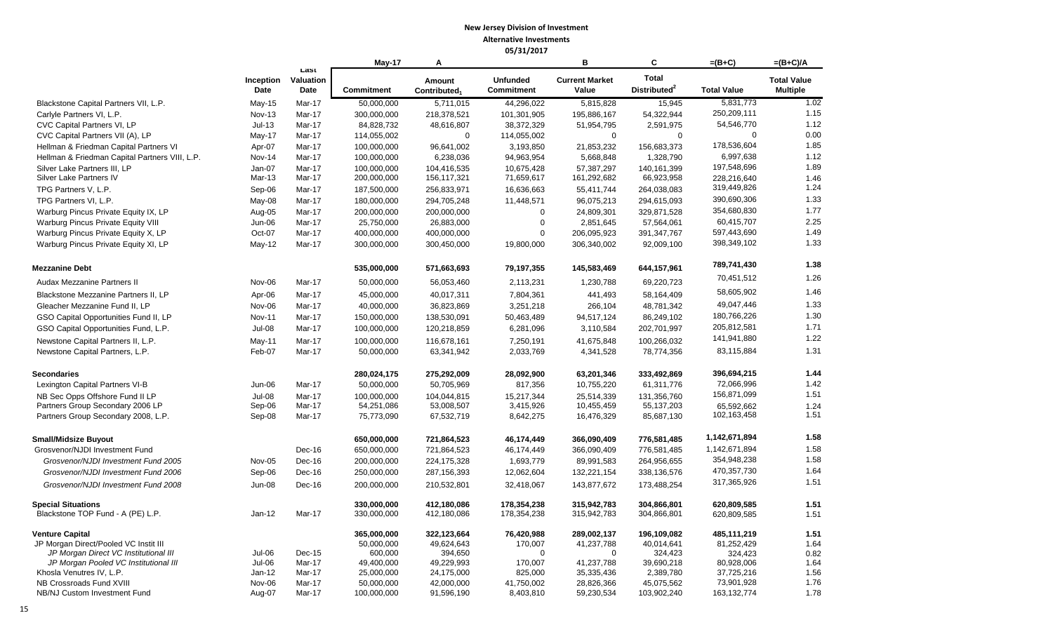**New Jersey Division of Investment**
**Alternative Investments**
**05/31/2017**

| | Inception Date | Last Valuation Date | May-17 Commitment | A Amount Contributed[1] | Unfunded Commitment | B Current Market Value | C Total Distributed[2] | =(B+C) Total Value | =(B+C)/A Total Value Multiple |
|---|---|---|---|---|---|---|---|---|---|
| Blackstone Capital Partners VII, L.P. | May-15 | Mar-17 | 50,000,000 | 5,711,015 | 44,296,022 | 5,815,828 | 15,945 | 5,831,773 | 1.02 |
| Carlyle Partners VI, L.P. | Nov-13 | Mar-17 | 300,000,000 | 218,378,521 | 101,301,905 | 195,886,167 | 54,322,944 | 250,209,111 | 1.15 |
| CVC Capital Partners VI, LP | Jul-13 | Mar-17 | 84,828,732 | 48,616,807 | 38,372,329 | 51,954,795 | 2,591,975 | 54,546,770 | 1.12 |
| CVC Capital Partners VII (A), LP | May-17 | Mar-17 | 114,055,002 | 0 | 114,055,002 | 0 | 0 | 0 | 0.00 |
| Hellman & Friedman Capital Partners VI | Apr-07 | Mar-17 | 100,000,000 | 96,641,002 | 3,193,850 | 21,853,232 | 156,683,373 | 178,536,604 | 1.85 |
| Hellman & Friedman Capital Partners VIII, L.P. | Nov-14 | Mar-17 | 100,000,000 | 6,238,036 | 94,963,954 | 5,668,848 | 1,328,790 | 6,997,638 | 1.12 |
| Silver Lake Partners III, LP | Jan-07 | Mar-17 | 100,000,000 | 104,416,535 | 10,675,428 | 57,387,297 | 140,161,399 | 197,548,696 | 1.89 |
| Silver Lake Partners IV | Mar-13 | Mar-17 | 200,000,000 | 156,117,321 | 71,659,617 | 161,292,682 | 66,923,958 | 228,216,640 | 1.46 |
| TPG Partners V, L.P. | Sep-06 | Mar-17 | 187,500,000 | 256,833,971 | 16,636,663 | 55,411,744 | 264,038,083 | 319,449,826 | 1.24 |
| TPG Partners VI, L.P. | May-08 | Mar-17 | 180,000,000 | 294,705,248 | 11,448,571 | 96,075,213 | 294,615,093 | 390,690,306 | 1.33 |
| Warburg Pincus Private Equity IX, LP | Aug-05 | Mar-17 | 200,000,000 | 200,000,000 | 0 | 24,809,301 | 329,871,528 | 354,680,830 | 1.77 |
| Warburg Pincus Private Equity VIII | Jun-06 | Mar-17 | 25,750,000 | 26,883,000 | 0 | 2,851,645 | 57,564,061 | 60,415,707 | 2.25 |
| Warburg Pincus Private Equity X, LP | Oct-07 | Mar-17 | 400,000,000 | 400,000,000 | 0 | 206,095,923 | 391,347,767 | 597,443,690 | 1.49 |
| Warburg Pincus Private Equity XI, LP | May-12 | Mar-17 | 300,000,000 | 300,450,000 | 19,800,000 | 306,340,002 | 92,009,100 | 398,349,102 | 1.33 |
| **Mezzanine Debt** | | | **535,000,000** | **571,663,693** | **79,197,355** | **145,583,469** | **644,157,961** | **789,741,430** | **1.38** |
| Audax Mezzanine Partners II | Nov-06 | Mar-17 | 50,000,000 | 56,053,460 | 2,113,231 | 1,230,788 | 69,220,723 | 70,451,512 | 1.26 |
| Blackstone Mezzanine Partners II, LP | Apr-06 | Mar-17 | 45,000,000 | 40,017,311 | 7,804,361 | 441,493 | 58,164,409 | 58,605,902 | 1.46 |
| Gleacher Mezzanine Fund II, LP | Nov-06 | Mar-17 | 40,000,000 | 36,823,869 | 3,251,218 | 266,104 | 48,781,342 | 49,047,446 | 1.33 |
| GSO Capital Opportunities Fund II, LP | Nov-11 | Mar-17 | 150,000,000 | 138,530,091 | 50,463,489 | 94,517,124 | 86,249,102 | 180,766,226 | 1.30 |
| GSO Capital Opportunities Fund, L.P. | Jul-08 | Mar-17 | 100,000,000 | 120,218,859 | 6,281,096 | 3,110,584 | 202,701,997 | 205,812,581 | 1.71 |
| Newstone Capital Partners II, L.P. | May-11 | Mar-17 | 100,000,000 | 116,678,161 | 7,250,191 | 41,675,848 | 100,266,032 | 141,941,880 | 1.22 |
| Newstone Capital Partners, L.P. | Feb-07 | Mar-17 | 50,000,000 | 63,341,942 | 2,033,769 | 4,341,528 | 78,774,356 | 83,115,884 | 1.31 |
| **Secondaries** | | | **280,024,175** | **275,292,009** | **28,092,900** | **63,201,346** | **333,492,869** | **396,694,215** | **1.44** |
| Lexington Capital Partners VI-B | Jun-06 | Mar-17 | 50,000,000 | 50,705,969 | 817,356 | 10,755,220 | 61,311,776 | 72,066,996 | 1.42 |
| NB Sec Opps Offshore Fund II LP | Jul-08 | Mar-17 | 100,000,000 | 104,044,815 | 15,217,344 | 25,514,339 | 131,356,760 | 156,871,099 | 1.51 |
| Partners Group Secondary 2006 LP | Sep-06 | Mar-17 | 54,251,086 | 53,008,507 | 3,415,926 | 10,455,459 | 55,137,203 | 65,592,662 | 1.24 |
| Partners Group Secondary 2008, L.P. | Sep-08 | Mar-17 | 75,773,090 | 67,532,719 | 8,642,275 | 16,476,329 | 85,687,130 | 102,163,458 | 1.51 |
| **Small/Midsize Buyout** | | | **650,000,000** | **721,864,523** | **46,174,449** | **366,090,409** | **776,581,485** | **1,142,671,894** | **1.58** |
| Grosvenor/NJDI Investment Fund | | Dec-16 | 650,000,000 | 721,864,523 | 46,174,449 | 366,090,409 | 776,581,485 | 1,142,671,894 | 1.58 |
| *Grosvenor/NJDI Investment Fund 2005* | Nov-05 | Dec-16 | 200,000,000 | 224,175,328 | 1,693,779 | 89,991,583 | 264,956,655 | 354,948,238 | 1.58 |
| *Grosvenor/NJDI Investment Fund 2006* | Sep-06 | Dec-16 | 250,000,000 | 287,156,393 | 12,062,604 | 132,221,154 | 338,136,576 | 470,357,730 | 1.64 |
| *Grosvenor/NJDI Investment Fund 2008* | Jun-08 | Dec-16 | 200,000,000 | 210,532,801 | 32,418,067 | 143,877,672 | 173,488,254 | 317,365,926 | 1.51 |
| **Special Situations** | | | **330,000,000** | **412,180,086** | **178,354,238** | **315,942,783** | **304,866,801** | **620,809,585** | **1.51** |
| Blackstone TOP Fund - A (PE) L.P. | Jan-12 | Mar-17 | 330,000,000 | 412,180,086 | 178,354,238 | 315,942,783 | 304,866,801 | 620,809,585 | 1.51 |
| **Venture Capital** | | | **365,000,000** | **322,123,664** | **76,420,988** | **289,002,137** | **196,109,082** | **485,111,219** | **1.51** |
| JP Morgan Direct/Pooled VC Instit III | | | 50,000,000 | 49,624,643 | 170,007 | 41,237,788 | 40,014,641 | 81,252,429 | 1.64 |
| *JP Morgan Direct VC Institutional III* | Jul-06 | Dec-15 | 600,000 | 394,650 | 0 | 0 | 324,423 | 324,423 | 0.82 |
| *JP Morgan Pooled VC Institutional III* | Jul-06 | Mar-17 | 49,400,000 | 49,229,993 | 170,007 | 41,237,788 | 39,690,218 | 80,928,006 | 1.64 |
| Khosla Venutres IV, L.P. | Jan-12 | Mar-17 | 25,000,000 | 24,175,000 | 825,000 | 35,335,436 | 2,389,780 | 37,725,216 | 1.56 |
| NB Crossroads Fund XVIII | Nov-06 | Mar-17 | 50,000,000 | 42,000,000 | 41,750,002 | 28,826,366 | 45,075,562 | 73,901,928 | 1.76 |
| NB/NJ Custom Investment Fund | Aug-07 | Mar-17 | 100,000,000 | 91,596,190 | 8,403,810 | 59,230,534 | 103,902,240 | 163,132,774 | 1.78 |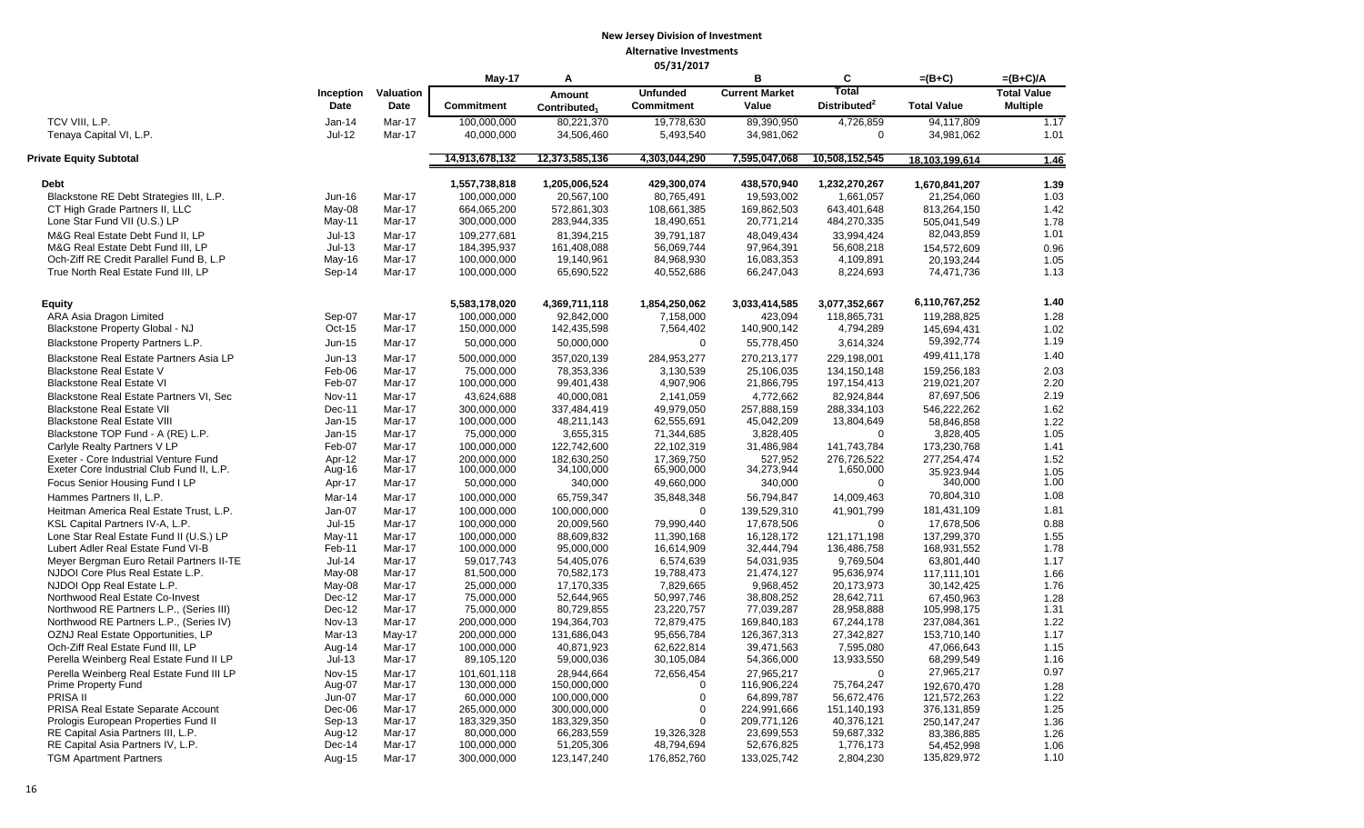**New Jersey Division of Investment**

**Alternative Investments**

**05/31/2017**

| | Inception Date | Valuation Date | May-17 Commitment | A Amount Contributed[1] | Unfunded Commitment | B Current Market Value | C Total Distributed[2] | =(B+C) Total Value | =(B+C)/A Total Value Multiple |
|---|---|---|---|---|---|---|---|---|---|
| TCV VIII, L.P. | Jan-14 | Mar-17 | 100,000,000 | 80,221,370 | 19,778,630 | 89,390,950 | 4,726,859 | 94,117,809 | 1.17 |
| Tenaya Capital VI, L.P. | Jul-12 | Mar-17 | 40,000,000 | 34,506,460 | 5,493,540 | 34,981,062 | 0 | 34,981,062 | 1.01 |
| **Private Equity Subtotal** | | | 14,913,678,132 | 12,373,585,136 | 4,303,044,290 | 7,595,047,068 | 10,508,152,545 | 18,103,199,614 | 1.46 |
| **Debt** | | | 1,557,738,818 | 1,205,006,524 | 429,300,074 | 438,570,940 | 1,232,270,267 | 1,670,841,207 | 1.39 |
| Blackstone RE Debt Strategies III, L.P. | Jun-16 | Mar-17 | 100,000,000 | 20,567,100 | 80,765,491 | 19,593,002 | 1,661,057 | 21,254,060 | 1.03 |
| CT High Grade Partners II, LLC | May-08 | Mar-17 | 664,065,200 | 572,861,303 | 108,661,385 | 169,862,503 | 643,401,648 | 813,264,150 | 1.42 |
| Lone Star Fund VII (U.S.) LP | May-11 | Mar-17 | 300,000,000 | 283,944,335 | 18,490,651 | 20,771,214 | 484,270,335 | 505,041,549 | 1.78 |
| M&G Real Estate Debt Fund II, LP | Jul-13 | Mar-17 | 109,277,681 | 81,394,215 | 39,791,187 | 48,049,434 | 33,994,424 | 82,043,859 | 1.01 |
| M&G Real Estate Debt Fund III, LP | Jul-13 | Mar-17 | 184,395,937 | 161,408,088 | 56,069,744 | 97,964,391 | 56,608,218 | 154,572,609 | 0.96 |
| Och-Ziff RE Credit Parallel Fund B, L.P | May-16 | Mar-17 | 100,000,000 | 19,140,961 | 84,968,930 | 16,083,353 | 4,109,891 | 20,193,244 | 1.05 |
| True North Real Estate Fund III, LP | Sep-14 | Mar-17 | 100,000,000 | 65,690,522 | 40,552,686 | 66,247,043 | 8,224,693 | 74,471,736 | 1.13 |
| **Equity** | | | 5,583,178,020 | 4,369,711,118 | 1,854,250,062 | 3,033,414,585 | 3,077,352,667 | 6,110,767,252 | 1.40 |
| ARA Asia Dragon Limited | Sep-07 | Mar-17 | 100,000,000 | 92,842,000 | 7,158,000 | 423,094 | 118,865,731 | 119,288,825 | 1.28 |
| Blackstone Property Global - NJ | Oct-15 | Mar-17 | 150,000,000 | 142,435,598 | 7,564,402 | 140,900,142 | 4,794,289 | 145,694,431 | 1.02 |
| Blackstone Property Partners L.P. | Jun-15 | Mar-17 | 50,000,000 | 50,000,000 | 0 | 55,778,450 | 3,614,324 | 59,392,774 | 1.19 |
| Blackstone Real Estate Partners Asia LP | Jun-13 | Mar-17 | 500,000,000 | 357,020,139 | 284,953,277 | 270,213,177 | 229,198,001 | 499,411,178 | 1.40 |
| Blackstone Real Estate V | Feb-06 | Mar-17 | 75,000,000 | 78,353,336 | 3,130,539 | 25,106,035 | 134,150,148 | 159,256,183 | 2.03 |
| Blackstone Real Estate VI | Feb-07 | Mar-17 | 100,000,000 | 99,401,438 | 4,907,906 | 21,866,795 | 197,154,413 | 219,021,207 | 2.20 |
| Blackstone Real Estate Partners VI, Sec | Nov-11 | Mar-17 | 43,624,688 | 40,000,081 | 2,141,059 | 4,772,662 | 82,924,844 | 87,697,506 | 2.19 |
| Blackstone Real Estate VII | Dec-11 | Mar-17 | 300,000,000 | 337,484,419 | 49,979,050 | 257,888,159 | 288,334,103 | 546,222,262 | 1.62 |
| Blackstone Real Estate VIII | Jan-15 | Mar-17 | 100,000,000 | 48,211,143 | 62,555,691 | 45,042,209 | 13,804,649 | 58,846,858 | 1.22 |
| Blackstone TOP Fund - A (RE) L.P. | Jan-15 | Mar-17 | 75,000,000 | 3,655,315 | 71,344,685 | 3,828,405 | 0 | 3,828,405 | 1.05 |
| Carlyle Realty Partners V LP | Feb-07 | Mar-17 | 100,000,000 | 122,742,600 | 22,102,319 | 31,486,984 | 141,743,784 | 173,230,768 | 1.41 |
| Exeter - Core Industrial Venture Fund | Apr-12 | Mar-17 | 200,000,000 | 182,630,250 | 17,369,750 | 527,952 | 276,726,522 | 277,254,474 | 1.52 |
| Exeter Core Industrial Club Fund II, L.P. | Aug-16 | Mar-17 | 100,000,000 | 34,100,000 | 65,900,000 | 34,273,944 | 1,650,000 | 35,923,944 | 1.05 |
| Focus Senior Housing Fund I LP | Apr-17 | Mar-17 | 50,000,000 | 340,000 | 49,660,000 | 340,000 | 0 | 340,000 | 1.00 |
| Hammes Partners II, L.P. | Mar-14 | Mar-17 | 100,000,000 | 65,759,347 | 35,848,348 | 56,794,847 | 14,009,463 | 70,804,310 | 1.08 |
| Heitman America Real Estate Trust, L.P. | Jan-07 | Mar-17 | 100,000,000 | 100,000,000 | 0 | 139,529,310 | 41,901,799 | 181,431,109 | 1.81 |
| KSL Capital Partners IV-A, L.P. | Jul-15 | Mar-17 | 100,000,000 | 20,009,560 | 79,990,440 | 17,678,506 | 0 | 17,678,506 | 0.88 |
| Lone Star Real Estate Fund II (U.S.) LP | May-11 | Mar-17 | 100,000,000 | 88,609,832 | 11,390,168 | 16,128,172 | 121,171,198 | 137,299,370 | 1.55 |
| Lubert Adler Real Estate Fund VI-B | Feb-11 | Mar-17 | 100,000,000 | 95,000,000 | 16,614,909 | 32,444,794 | 136,486,758 | 168,931,552 | 1.78 |
| Meyer Bergman Euro Retail Partners II-TE | Jul-14 | Mar-17 | 59,017,743 | 54,405,076 | 6,574,639 | 54,031,935 | 9,769,504 | 63,801,440 | 1.17 |
| NJDOI Core Plus Real Estate L.P. | May-08 | Mar-17 | 81,500,000 | 70,582,173 | 19,788,473 | 21,474,127 | 95,636,974 | 117,111,101 | 1.66 |
| NJDOI Opp Real Estate L.P. | May-08 | Mar-17 | 25,000,000 | 17,170,335 | 7,829,665 | 9,968,452 | 20,173,973 | 30,142,425 | 1.76 |
| Northwood Real Estate Co-Invest | Dec-12 | Mar-17 | 75,000,000 | 52,644,965 | 50,997,746 | 38,808,252 | 28,642,711 | 67,450,963 | 1.28 |
| Northwood RE Partners L.P., (Series III) | Dec-12 | Mar-17 | 75,000,000 | 80,729,855 | 23,220,757 | 77,039,287 | 28,958,888 | 105,998,175 | 1.31 |
| Northwood RE Partners L.P., (Series IV) | Nov-13 | Mar-17 | 200,000,000 | 194,364,703 | 72,879,475 | 169,840,183 | 67,244,178 | 237,084,361 | 1.22 |
| OZNJ Real Estate Opportunities, LP | Mar-13 | May-17 | 200,000,000 | 131,686,043 | 95,656,784 | 126,367,313 | 27,342,827 | 153,710,140 | 1.17 |
| Och-Ziff Real Estate Fund III, LP | Aug-14 | Mar-17 | 100,000,000 | 40,871,923 | 62,622,814 | 39,471,563 | 7,595,080 | 47,066,643 | 1.15 |
| Perella Weinberg Real Estate Fund II LP | Jul-13 | Mar-17 | 89,105,120 | 59,000,036 | 30,105,084 | 54,366,000 | 13,933,550 | 68,299,549 | 1.16 |
| Perella Weinberg Real Estate Fund III LP | Nov-15 | Mar-17 | 101,601,118 | 28,944,664 | 72,656,454 | 27,965,217 | 0 | 27,965,217 | 0.97 |
| Prime Property Fund | Aug-07 | Mar-17 | 130,000,000 | 150,000,000 | 0 | 116,906,224 | 75,764,247 | 192,670,470 | 1.28 |
| PRISA II | Jun-07 | Mar-17 | 60,000,000 | 100,000,000 | 0 | 64,899,787 | 56,672,476 | 121,572,263 | 1.22 |
| PRISA Real Estate Separate Account | Dec-06 | Mar-17 | 265,000,000 | 300,000,000 | 0 | 224,991,666 | 151,140,193 | 376,131,859 | 1.25 |
| Prologis European Properties Fund II | Sep-13 | Mar-17 | 183,329,350 | 183,329,350 | 0 | 209,771,126 | 40,376,121 | 250,147,247 | 1.36 |
| RE Capital Asia Partners III, L.P. | Aug-12 | Mar-17 | 80,000,000 | 66,283,559 | 19,326,328 | 23,699,553 | 59,687,332 | 83,386,885 | 1.26 |
| RE Capital Asia Partners IV, L.P. | Dec-14 | Mar-17 | 100,000,000 | 51,205,306 | 48,794,694 | 52,676,825 | 1,776,173 | 54,452,998 | 1.06 |
| TGM Apartment Partners | Aug-15 | Mar-17 | 300,000,000 | 123,147,240 | 176,852,760 | 133,025,742 | 2,804,230 | 135,829,972 | 1.10 |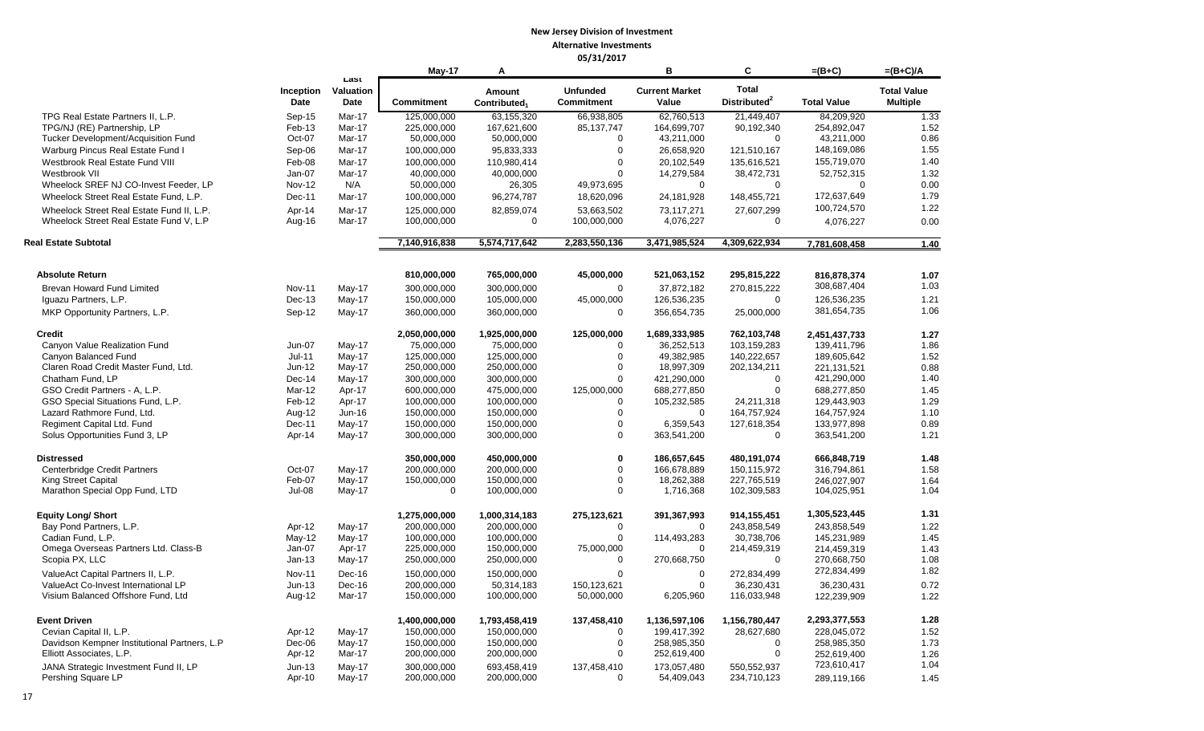# New Jersey Division of Investment

## Alternative Investments

### 05/31/2017

| | Inception Date | Last Valuation Date | May-17 Commitment | A Amount Contributed[1] | Unfunded Commitment | B Current Market Value | C Total Distributed[2] | =(B+C) Total Value | =(B+C)/A Total Value Multiple |
|---|---|---|---|---|---|---|---|---|---|
| TPG Real Estate Partners II, L.P. | Sep-15 | Mar-17 | 125,000,000 | 63,155,320 | 66,938,805 | 62,760,513 | 21,449,407 | 84,209,920 | 1.33 |
| TPG/NJ (RE) Partnership, LP | Feb-13 | Mar-17 | 225,000,000 | 167,621,600 | 85,137,747 | 164,699,707 | 90,192,340 | 254,892,047 | 1.52 |
| Tucker Development/Acquisition Fund | Oct-07 | Mar-17 | 50,000,000 | 50,000,000 | 0 | 43,211,000 | 0 | 43,211,000 | 0.86 |
| Warburg Pincus Real Estate Fund I | Sep-06 | Mar-17 | 100,000,000 | 95,833,333 | 0 | 26,658,920 | 121,510,167 | 148,169,086 | 1.55 |
| Westbrook Real Estate Fund VIII | Feb-08 | Mar-17 | 100,000,000 | 110,980,414 | 0 | 20,102,549 | 135,616,521 | 155,719,070 | 1.40 |
| Westbrook VII | Jan-07 | Mar-17 | 40,000,000 | 40,000,000 | 0 | 14,279,584 | 38,472,731 | 52,752,315 | 1.32 |
| Wheelock SREF NJ CO-Invest Feeder, LP | Nov-12 | N/A | 50,000,000 | 26,305 | 49,973,695 | 0 | 0 | 0 | 0.00 |
| Wheelock Street Real Estate Fund, L.P. | Dec-11 | Mar-17 | 100,000,000 | 96,274,787 | 18,620,096 | 24,181,928 | 148,455,721 | 172,637,649 | 1.79 |
| Wheelock Street Real Estate Fund II, L.P. | Apr-14 | Mar-17 | 125,000,000 | 82,859,074 | 53,663,502 | 73,117,271 | 27,607,299 | 100,724,570 | 1.22 |
| Wheelock Street Real Estate Fund V, L.P | Aug-16 | Mar-17 | 100,000,000 | 0 | 100,000,000 | 4,076,227 | 0 | 4,076,227 | 0.00 |
| **Real Estate Subtotal** | | | 7,140,916,838 | 5,574,717,642 | 2,283,550,136 | 3,471,985,524 | 4,309,622,934 | 7,781,608,458 | 1.40 |
| **Absolute Return** | | | **810,000,000** | **765,000,000** | **45,000,000** | **521,063,152** | **295,815,222** | **816,878,374** | **1.07** |
| Brevan Howard Fund Limited | Nov-11 | May-17 | 300,000,000 | 300,000,000 | 0 | 37,872,182 | 270,815,222 | 308,687,404 | 1.03 |
| Iguazu Partners, L.P. | Dec-13 | May-17 | 150,000,000 | 105,000,000 | 45,000,000 | 126,536,235 | 0 | 126,536,235 | 1.21 |
| MKP Opportunity Partners, L.P. | Sep-12 | May-17 | 360,000,000 | 360,000,000 | 0 | 356,654,735 | 25,000,000 | 381,654,735 | 1.06 |
| **Credit** | | | **2,050,000,000** | **1,925,000,000** | **125,000,000** | **1,689,333,985** | **762,103,748** | **2,451,437,733** | **1.27** |
| Canyon Value Realization Fund | Jun-07 | May-17 | 75,000,000 | 75,000,000 | 0 | 36,252,513 | 103,159,283 | 139,411,796 | 1.86 |
| Canyon Balanced Fund | Jul-11 | May-17 | 125,000,000 | 125,000,000 | 0 | 49,382,985 | 140,222,657 | 189,605,642 | 1.52 |
| Claren Road Credit Master Fund, Ltd. | Jun-12 | May-17 | 250,000,000 | 250,000,000 | 0 | 18,997,309 | 202,134,211 | 221,131,521 | 0.88 |
| Chatham Fund, LP | Dec-14 | May-17 | 300,000,000 | 300,000,000 | 0 | 421,290,000 | 0 | 421,290,000 | 1.40 |
| GSO Credit Partners - A, L.P. | Mar-12 | Apr-17 | 600,000,000 | 475,000,000 | 125,000,000 | 688,277,850 | 0 | 688,277,850 | 1.45 |
| GSO Special Situations Fund, L.P. | Feb-12 | Apr-17 | 100,000,000 | 100,000,000 | 0 | 105,232,585 | 24,211,318 | 129,443,903 | 1.29 |
| Lazard Rathmore Fund, Ltd. | Aug-12 | Jun-16 | 150,000,000 | 150,000,000 | 0 | 0 | 164,757,924 | 164,757,924 | 1.10 |
| Regiment Capital Ltd. Fund | Dec-11 | May-17 | 150,000,000 | 150,000,000 | 0 | 6,359,543 | 127,618,354 | 133,977,898 | 0.89 |
| Solus Opportunities Fund 3, LP | Apr-14 | May-17 | 300,000,000 | 300,000,000 | 0 | 363,541,200 | 0 | 363,541,200 | 1.21 |
| **Distressed** | | | **350,000,000** | **450,000,000** | **0** | **186,657,645** | **480,191,074** | **666,848,719** | **1.48** |
| Centerbridge Credit Partners | Oct-07 | May-17 | 200,000,000 | 200,000,000 | 0 | 166,678,889 | 150,115,972 | 316,794,861 | 1.58 |
| King Street Capital | Feb-07 | May-17 | 150,000,000 | 150,000,000 | 0 | 18,262,388 | 227,765,519 | 246,027,907 | 1.64 |
| Marathon Special Opp Fund, LTD | Jul-08 | May-17 | 0 | 100,000,000 | 0 | 1,716,368 | 102,309,583 | 104,025,951 | 1.04 |
| **Equity Long/ Short** | | | **1,275,000,000** | **1,000,314,183** | **275,123,621** | **391,367,993** | **914,155,451** | **1,305,523,445** | **1.31** |
| Bay Pond Partners, L.P. | Apr-12 | May-17 | 200,000,000 | 200,000,000 | 0 | 0 | 243,858,549 | 243,858,549 | 1.22 |
| Cadian Fund, L.P. | May-12 | May-17 | 100,000,000 | 100,000,000 | 0 | 114,493,283 | 30,738,706 | 145,231,989 | 1.45 |
| Omega Overseas Partners Ltd. Class-B | Jan-07 | Apr-17 | 225,000,000 | 150,000,000 | 75,000,000 | 0 | 214,459,319 | 214,459,319 | 1.43 |
| Scopia PX, LLC | Jan-13 | May-17 | 250,000,000 | 250,000,000 | 0 | 270,668,750 | 0 | 270,668,750 | 1.08 |
| ValueAct Capital Partners II, L.P. | Nov-11 | Dec-16 | 150,000,000 | 150,000,000 | 0 | 0 | 272,834,499 | 272,834,499 | 1.82 |
| ValueAct Co-Invest International LP | Jun-13 | Dec-16 | 200,000,000 | 50,314,183 | 150,123,621 | 0 | 36,230,431 | 36,230,431 | 0.72 |
| Visium Balanced Offshore Fund, Ltd | Aug-12 | Mar-17 | 150,000,000 | 100,000,000 | 50,000,000 | 6,205,960 | 116,033,948 | 122,239,909 | 1.22 |
| **Event Driven** | | | **1,400,000,000** | **1,793,458,419** | **137,458,410** | **1,136,597,106** | **1,156,780,447** | **2,293,377,553** | **1.28** |
| Cevian Capital II, L.P. | Apr-12 | May-17 | 150,000,000 | 150,000,000 | 0 | 199,417,392 | 28,627,680 | 228,045,072 | 1.52 |
| Davidson Kempner Institutional Partners, L.P | Dec-06 | May-17 | 150,000,000 | 150,000,000 | 0 | 258,985,350 | 0 | 258,985,350 | 1.73 |
| Elliott Associates, L.P. | Apr-12 | Mar-17 | 200,000,000 | 200,000,000 | 0 | 252,619,400 | 0 | 252,619,400 | 1.26 |
| JANA Strategic Investment Fund II, LP | Jun-13 | May-17 | 300,000,000 | 693,458,419 | 137,458,410 | 173,057,480 | 550,552,937 | 723,610,417 | 1.04 |
| Pershing Square LP | Apr-10 | May-17 | 200,000,000 | 200,000,000 | 0 | 54,409,043 | 234,710,123 | 289,119,166 | 1.45 |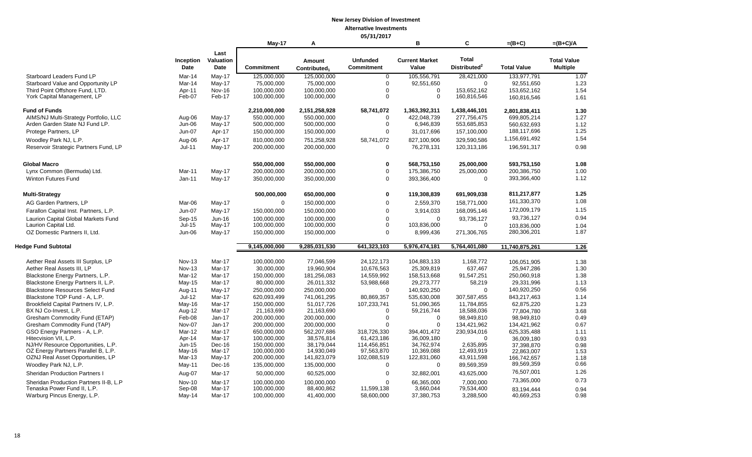**New Jersey Division of Investment**

**Alternative Investments**

**05/31/2017**

| | Inception Date | Last Valuation Date | May-17<br>Commitment | A<br>Amount Contributed[1] | Unfunded Commitment | B<br>Current Market Value | C<br>Total Distributed[2] | =(B+C)<br>Total Value | =(B+C)/A<br>Total Value Multiple |
|---|---|---|---|---|---|---|---|---|---|
| Starboard Leaders Fund LP | Mar-14 | May-17 | 125,000,000 | 125,000,000 | 0 | 105,556,791 | 28,421,000 | 133,977,791 | 1.07 |
| Starboard Value and Opportunity LP | Mar-14 | May-17 | 75,000,000 | 75,000,000 | 0 | 92,551,650 | 0 | 92,551,650 | 1.23 |
| Third Point Offshore Fund, LTD. | Apr-11 | Nov-16 | 100,000,000 | 100,000,000 | 0 | 0 | 153,652,162 | 153,652,162 | 1.54 |
| York Capital Management, LP | Feb-07 | Feb-17 | 100,000,000 | 100,000,000 | 0 | 0 | 160,816,546 | 160,816,546 | 1.61 |
| **Fund of Funds** | | | **2,210,000,000** | **2,151,258,928** | **58,741,072** | **1,363,392,311** | **1,438,446,101** | **2,801,838,411** | **1.30** |
| AIMS/NJ Multi-Strategy Portfolio, LLC | Aug-06 | May-17 | 550,000,000 | 550,000,000 | 0 | 422,048,739 | 277,756,475 | 699,805,214 | 1.27 |
| Arden Garden State NJ Fund LP. | Jun-06 | May-17 | 500,000,000 | 500,000,000 | 0 | 6,946,839 | 553,685,853 | 560,632,693 | 1.12 |
| Protege Partners, LP | Jun-07 | Apr-17 | 150,000,000 | 150,000,000 | 0 | 31,017,696 | 157,100,000 | 188,117,696 | 1.25 |
| Woodley Park NJ, L.P. | Aug-06 | Apr-17 | 810,000,000 | 751,258,928 | 58,741,072 | 827,100,906 | 329,590,586 | 1,156,691,492 | 1.54 |
| Reservoir Strategic Partners Fund, LP | Jul-11 | May-17 | 200,000,000 | 200,000,000 | 0 | 76,278,131 | 120,313,186 | 196,591,317 | 0.98 |
| **Global Macro** | | | **550,000,000** | **550,000,000** | **0** | **568,753,150** | **25,000,000** | **593,753,150** | **1.08** |
| Lynx Common (Bermuda) Ltd. | Mar-11 | May-17 | 200,000,000 | 200,000,000 | 0 | 175,386,750 | 25,000,000 | 200,386,750 | 1.00 |
| Winton Futures Fund | Jan-11 | May-17 | 350,000,000 | 350,000,000 | 0 | 393,366,400 | 0 | 393,366,400 | 1.12 |
| **Multi-Strategy** | | | **500,000,000** | **650,000,000** | **0** | **119,308,839** | **691,909,038** | **811,217,877** | **1.25** |
| AG Garden Partners, LP | Mar-06 | May-17 | 0 | 150,000,000 | 0 | 2,559,370 | 158,771,000 | 161,330,370 | 1.08 |
| Farallon Capital Inst. Partners, L.P. | Jun-07 | May-17 | 150,000,000 | 150,000,000 | 0 | 3,914,033 | 168,095,146 | 172,009,179 | 1.15 |
| Laurion Capital Global Markets Fund | Sep-15 | Jun-16 | 100,000,000 | 100,000,000 | 0 | 0 | 93,736,127 | 93,736,127 | 0.94 |
| Laurion Capital Ltd. | Jul-15 | May-17 | 100,000,000 | 100,000,000 | 0 | 103,836,000 | 0 | 103,836,000 | 1.04 |
| OZ Domestic Partners II, Ltd. | Jun-06 | May-17 | 150,000,000 | 150,000,000 | 0 | 8,999,436 | 271,306,765 | 280,306,201 | 1.87 |
| **Hedge Fund Subtotal** | | | **9,145,000,000** | **9,285,031,530** | **641,323,103** | **5,976,474,181** | **5,764,401,080** | **11,740,875,261** | **1.26** |
| Aether Real Assets III Surplus, LP | Nov-13 | Mar-17 | 100,000,000 | 77,046,599 | 24,122,173 | 104,883,133 | 1,168,772 | 106,051,905 | 1.38 |
| Aether Real Assets III, LP | Nov-13 | Mar-17 | 30,000,000 | 19,960,904 | 10,676,563 | 25,309,819 | 637,467 | 25,947,286 | 1.30 |
| Blackstone Energy Partners, L.P. | Mar-12 | Mar-17 | 150,000,000 | 181,256,083 | 14,559,992 | 158,513,668 | 91,547,251 | 250,060,918 | 1.38 |
| Blackstone Energy Partners II, L.P. | May-15 | Mar-17 | 80,000,000 | 26,011,332 | 53,988,668 | 29,273,777 | 58,219 | 29,331,996 | 1.13 |
| Blackstone Resources Select Fund | Aug-11 | May-17 | 250,000,000 | 250,000,000 | 0 | 140,920,250 | 0 | 140,920,250 | 0.56 |
| Blackstone TOP Fund - A, L.P. | Jul-12 | Mar-17 | 620,093,499 | 741,061,295 | 80,869,357 | 535,630,008 | 307,587,455 | 843,217,463 | 1.14 |
| Brookfield Capital Partners IV, L.P. | May-16 | Mar-17 | 150,000,000 | 51,017,726 | 107,233,741 | 51,090,365 | 11,784,855 | 62,875,220 | 1.23 |
| BX NJ Co-Invest, L.P. | Aug-12 | Mar-17 | 21,163,690 | 21,163,690 | 0 | 59,216,744 | 18,588,036 | 77,804,780 | 3.68 |
| Gresham Commodity Fund (ETAP) | Feb-08 | Jan-17 | 200,000,000 | 200,000,000 | 0 | 0 | 98,949,810 | 98,949,810 | 0.49 |
| Gresham Commodity Fund (TAP) | Nov-07 | Jan-17 | 200,000,000 | 200,000,000 | 0 | 0 | 134,421,962 | 134,421,962 | 0.67 |
| GSO Energy Partners - A, L.P. | Mar-12 | Mar-17 | 650,000,000 | 562,207,686 | 318,726,330 | 394,401,472 | 230,934,016 | 625,335,488 | 1.11 |
| Hitecvision VII, L.P. | Apr-14 | Mar-17 | 100,000,000 | 38,576,814 | 61,423,186 | 36,009,180 | 0 | 36,009,180 | 0.93 |
| NJ/HV Resource Opportunities, L.P. | Jun-15 | Dec-16 | 150,000,000 | 38,179,044 | 114,456,851 | 34,762,974 | 2,635,895 | 37,398,870 | 0.98 |
| OZ Energy Partners Parallel B, L.P. | May-16 | Mar-17 | 100,000,000 | 14,930,049 | 97,563,870 | 10,369,088 | 12,493,919 | 22,863,007 | 1.53 |
| OZNJ Real Asset Opportunities, LP | Mar-13 | May-17 | 200,000,000 | 141,823,079 | 102,088,519 | 122,831,060 | 43,911,598 | 166,742,657 | 1.18 |
| Woodley Park NJ, L.P. | May-11 | Dec-16 | 135,000,000 | 135,000,000 | 0 | 0 | 89,569,359 | 89,569,359 | 0.66 |
| Sheridan Production Partners I | Aug-07 | Mar-17 | 50,000,000 | 60,525,000 | 0 | 32,882,001 | 43,625,000 | 76,507,001 | 1.26 |
| Sheridan Production Partners II-B, L.P | Nov-10 | Mar-17 | 100,000,000 | 100,000,000 | 0 | 66,365,000 | 7,000,000 | 73,365,000 | 0.73 |
| Tenaska Power Fund II, L.P. | Sep-08 | Mar-17 | 100,000,000 | 88,400,862 | 11,599,138 | 3,660,044 | 79,534,400 | 83,194,444 | 0.94 |
| Warburg Pincus Energy, L.P. | May-14 | Mar-17 | 100,000,000 | 41,400,000 | 58,600,000 | 37,380,753 | 3,288,500 | 40,669,253 | 0.98 |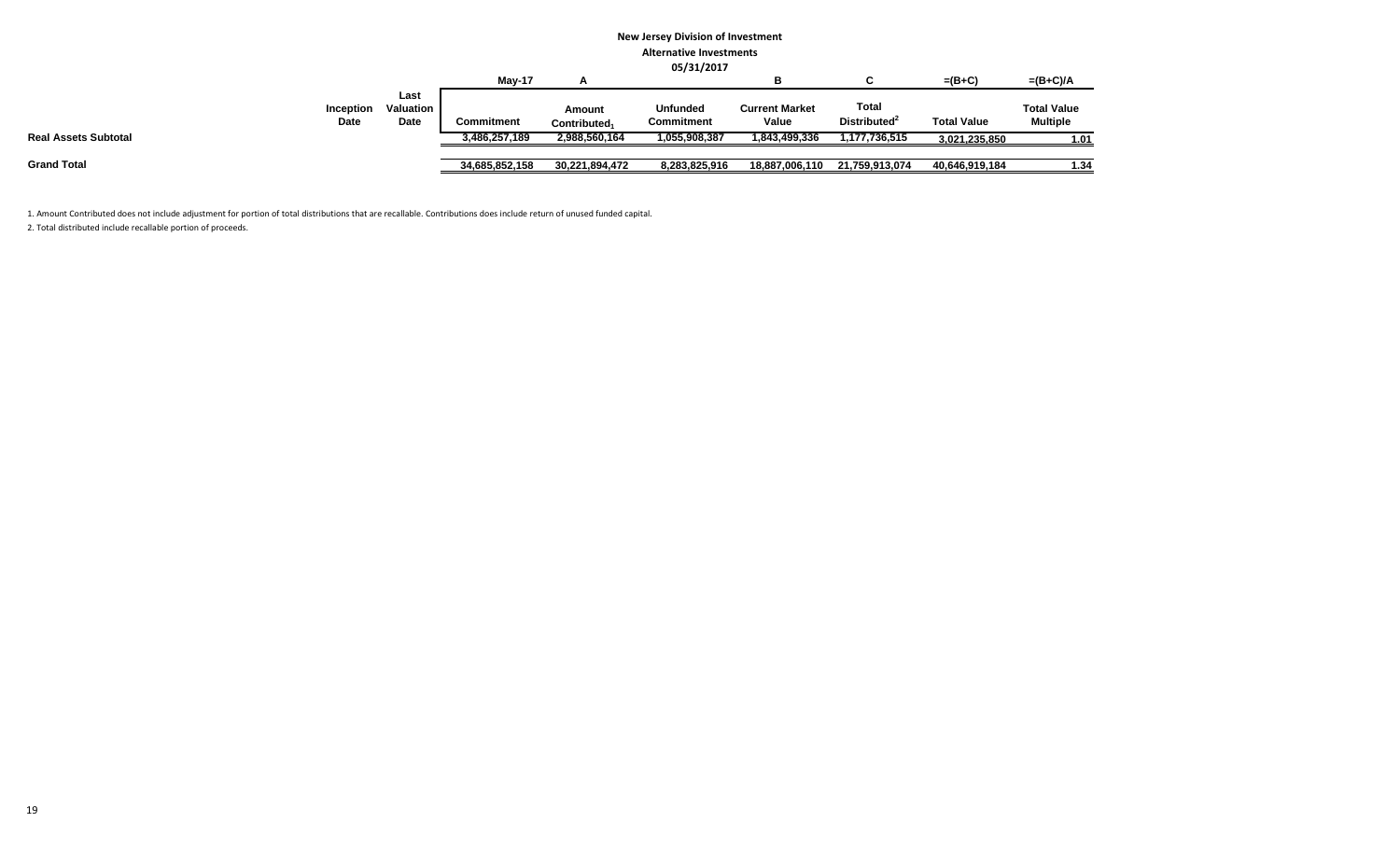**New Jersey Division of Investment**

**Alternative Investments**

**05/31/2017**

| | Inception Date | Last Valuation Date | May-17<br>Commitment | A<br>Amount Contributed[1] | Unfunded Commitment | B<br>Current Market Value | C<br>Total Distributed[2] | =(B+C)<br>Total Value | =(B+C)/A<br>Total Value Multiple |
|---|---|---|---|---|---|---|---|---|---|
| **Real Assets Subtotal** | | | 3,486,257,189 | 2,988,560,164 | 1,055,908,387 | 1,843,499,336 | 1,177,736,515 | 3,021,235,850 | 1.01 |
| **Grand Total** | | | 34,685,852,158 | 30,221,894,472 | 8,283,825,916 | 18,887,006,110 | 21,759,913,074 | 40,646,919,184 | 1.34 |

1. Amount Contributed does not include adjustment for portion of total distributions that are recallable. Contributions does include return of unused funded capital.

2. Total distributed include recallable portion of proceeds.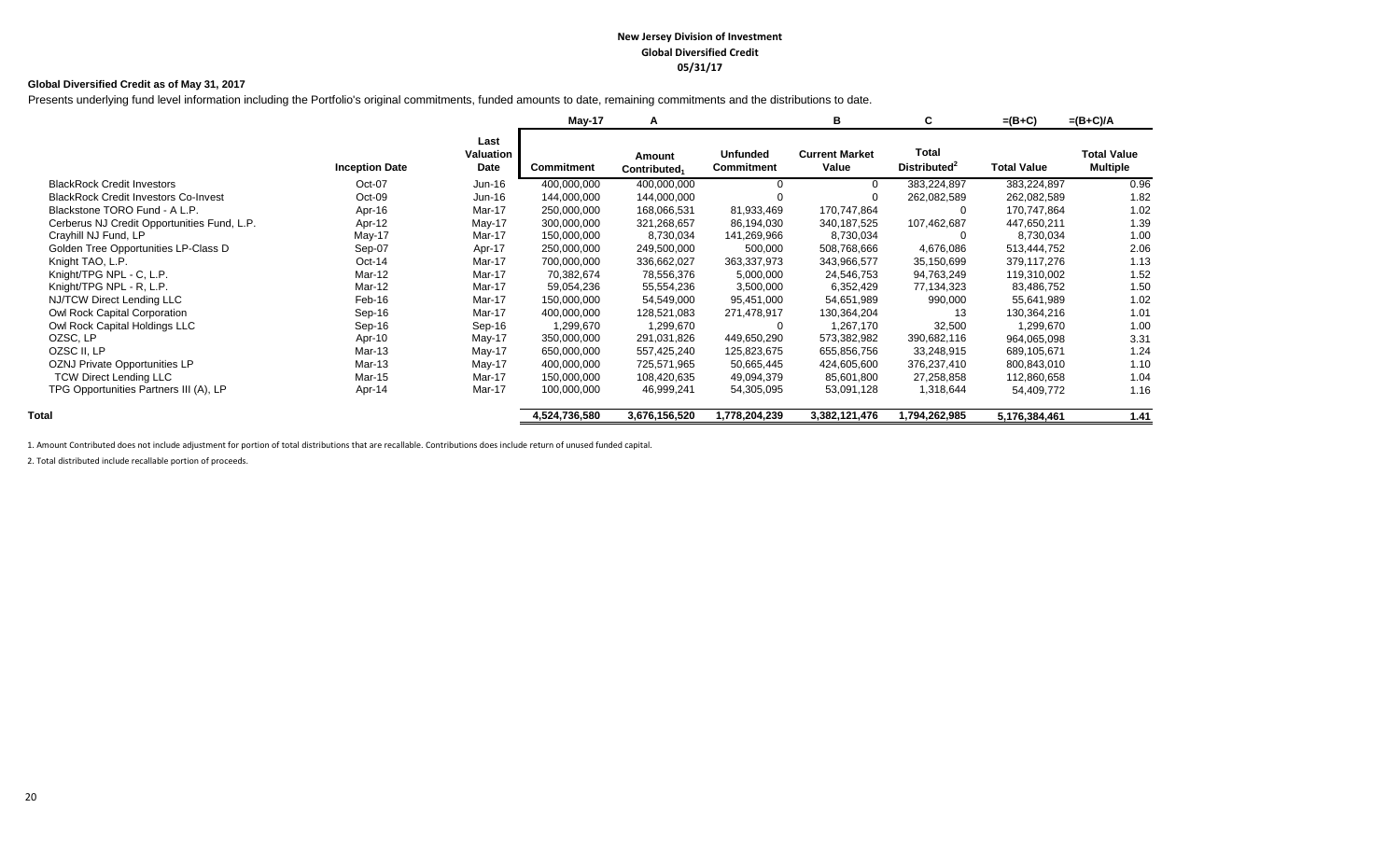**New Jersey Division of Investment**
**Global Diversified Credit**
**05/31/17**

**Global Diversified Credit as of May 31, 2017**

Presents underlying fund level information including the Portfolio's original commitments, funded amounts to date, remaining commitments and the distributions to date.

| | | | May-17 | A | | B | C | =(B+C) | =(B+C)/A |
|---|---|---|---|---|---|---|---|---|---|
| | Inception Date | Last Valuation Date | Commitment | Amount Contributed[1] | Unfunded Commitment | Current Market Value | Total Distributed[2] | Total Value | Total Value Multiple |
| BlackRock Credit Investors | Oct-07 | Jun-16 | 400,000,000 | 400,000,000 | 0 | 0 | 383,224,897 | 383,224,897 | 0.96 |
| BlackRock Credit Investors Co-Invest | Oct-09 | Jun-16 | 144,000,000 | 144,000,000 | 0 | 0 | 262,082,589 | 262,082,589 | 1.82 |
| Blackstone TORO Fund - A L.P. | Apr-16 | Mar-17 | 250,000,000 | 168,066,531 | 81,933,469 | 170,747,864 | 0 | 170,747,864 | 1.02 |
| Cerberus NJ Credit Opportunities Fund, L.P. | Apr-12 | May-17 | 300,000,000 | 321,268,657 | 86,194,030 | 340,187,525 | 107,462,687 | 447,650,211 | 1.39 |
| Crayhill NJ Fund, LP | May-17 | Mar-17 | 150,000,000 | 8,730,034 | 141,269,966 | 8,730,034 | 0 | 8,730,034 | 1.00 |
| Golden Tree Opportunities LP-Class D | Sep-07 | Apr-17 | 250,000,000 | 249,500,000 | 500,000 | 508,768,666 | 4,676,086 | 513,444,752 | 2.06 |
| Knight TAO, L.P. | Oct-14 | Mar-17 | 700,000,000 | 336,662,027 | 363,337,973 | 343,966,577 | 35,150,699 | 379,117,276 | 1.13 |
| Knight/TPG NPL - C, L.P. | Mar-12 | Mar-17 | 70,382,674 | 78,556,376 | 5,000,000 | 24,546,753 | 94,763,249 | 119,310,002 | 1.52 |
| Knight/TPG NPL - R, L.P. | Mar-12 | Mar-17 | 59,054,236 | 55,554,236 | 3,500,000 | 6,352,429 | 77,134,323 | 83,486,752 | 1.50 |
| NJ/TCW Direct Lending LLC | Feb-16 | Mar-17 | 150,000,000 | 54,549,000 | 95,451,000 | 54,651,989 | 990,000 | 55,641,989 | 1.02 |
| Owl Rock Capital Corporation | Sep-16 | Mar-17 | 400,000,000 | 128,521,083 | 271,478,917 | 130,364,204 | 13 | 130,364,216 | 1.01 |
| Owl Rock Capital Holdings LLC | Sep-16 | Sep-16 | 1,299,670 | 1,299,670 | 0 | 1,267,170 | 32,500 | 1,299,670 | 1.00 |
| OZSC, LP | Apr-10 | May-17 | 350,000,000 | 291,031,826 | 449,650,290 | 573,382,982 | 390,682,116 | 964,065,098 | 3.31 |
| OZSC II, LP | Mar-13 | May-17 | 650,000,000 | 557,425,240 | 125,823,675 | 655,856,756 | 33,248,915 | 689,105,671 | 1.24 |
| OZNJ Private Opportunities LP | Mar-13 | May-17 | 400,000,000 | 725,571,965 | 50,665,445 | 424,605,600 | 376,237,410 | 800,843,010 | 1.10 |
| TCW Direct Lending LLC | Mar-15 | Mar-17 | 150,000,000 | 108,420,635 | 49,094,379 | 85,601,800 | 27,258,858 | 112,860,658 | 1.04 |
| TPG Opportunities Partners III (A), LP | Apr-14 | Mar-17 | 100,000,000 | 46,999,241 | 54,305,095 | 53,091,128 | 1,318,644 | 54,409,772 | 1.16 |
| **Total** | | | **4,524,736,580** | **3,676,156,520** | **1,778,204,239** | **3,382,121,476** | **1,794,262,985** | **5,176,384,461** | **1.41** |

1. Amount Contributed does not include adjustment for portion of total distributions that are recallable. Contributions does include return of unused funded capital.

2. Total distributed include recallable portion of proceeds.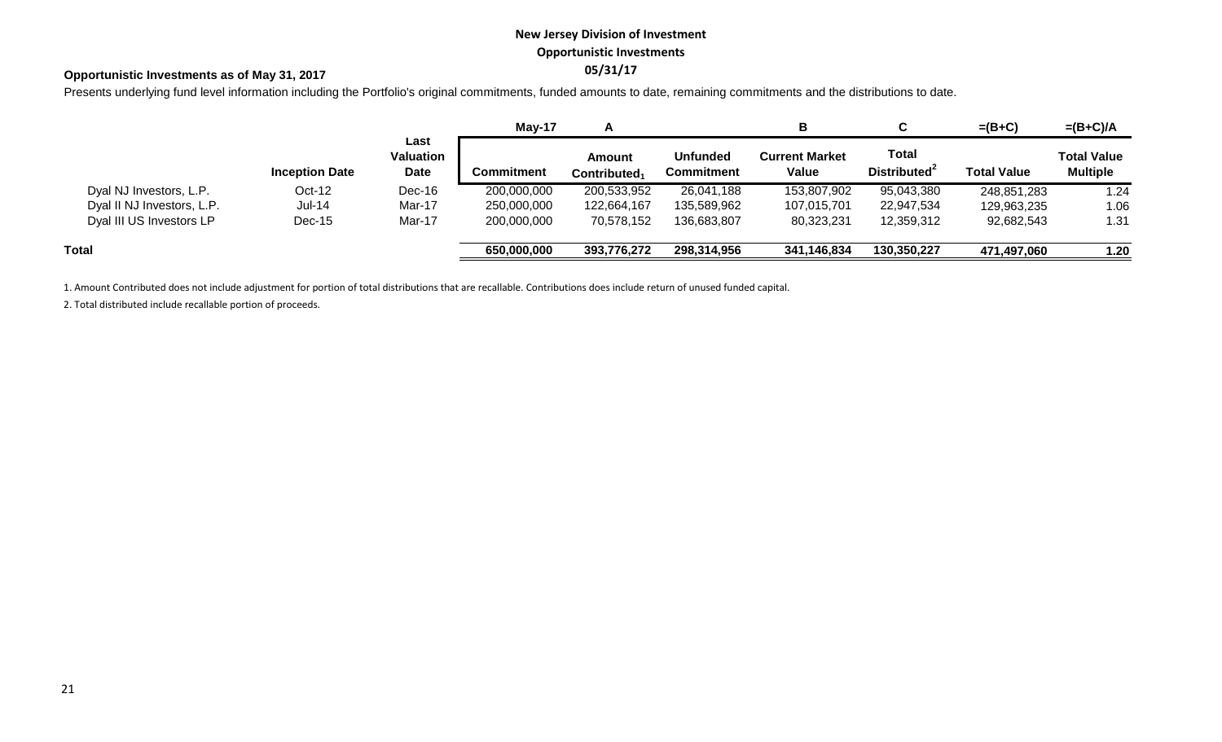# New Jersey Division of Investment

## Opportunistic Investments

## 05/31/17

**Opportunistic Investments as of May 31, 2017**

Presents underlying fund level information including the Portfolio's original commitments, funded amounts to date, remaining commitments and the distributions to date.

| | | | May-17 | A | | B | C | =(B+C) | =(B+C)/A |
|---|---|---|---|---|---|---|---|---|---|
| | **Inception Date** | **Last Valuation Date** | **Commitment** | **Amount Contributed[1]** | **Unfunded Commitment** | **Current Market Value** | **Total Distributed[2]** | **Total Value** | **Total Value Multiple** |
| Dyal NJ Investors, L.P. | Oct-12 | Dec-16 | 200,000,000 | 200,533,952 | 26,041,188 | 153,807,902 | 95,043,380 | 248,851,283 | 1.24 |
| Dyal II NJ Investors, L.P. | Jul-14 | Mar-17 | 250,000,000 | 122,664,167 | 135,589,962 | 107,015,701 | 22,947,534 | 129,963,235 | 1.06 |
| Dyal III US Investors LP | Dec-15 | Mar-17 | 200,000,000 | 70,578,152 | 136,683,807 | 80,323,231 | 12,359,312 | 92,682,543 | 1.31 |
| **Total** | | | **650,000,000** | **393,776,272** | **298,314,956** | **341,146,834** | **130,350,227** | **471,497,060** | **1.20** |

1. Amount Contributed does not include adjustment for portion of total distributions that are recallable. Contributions does include return of unused funded capital.

2. Total distributed include recallable portion of proceeds.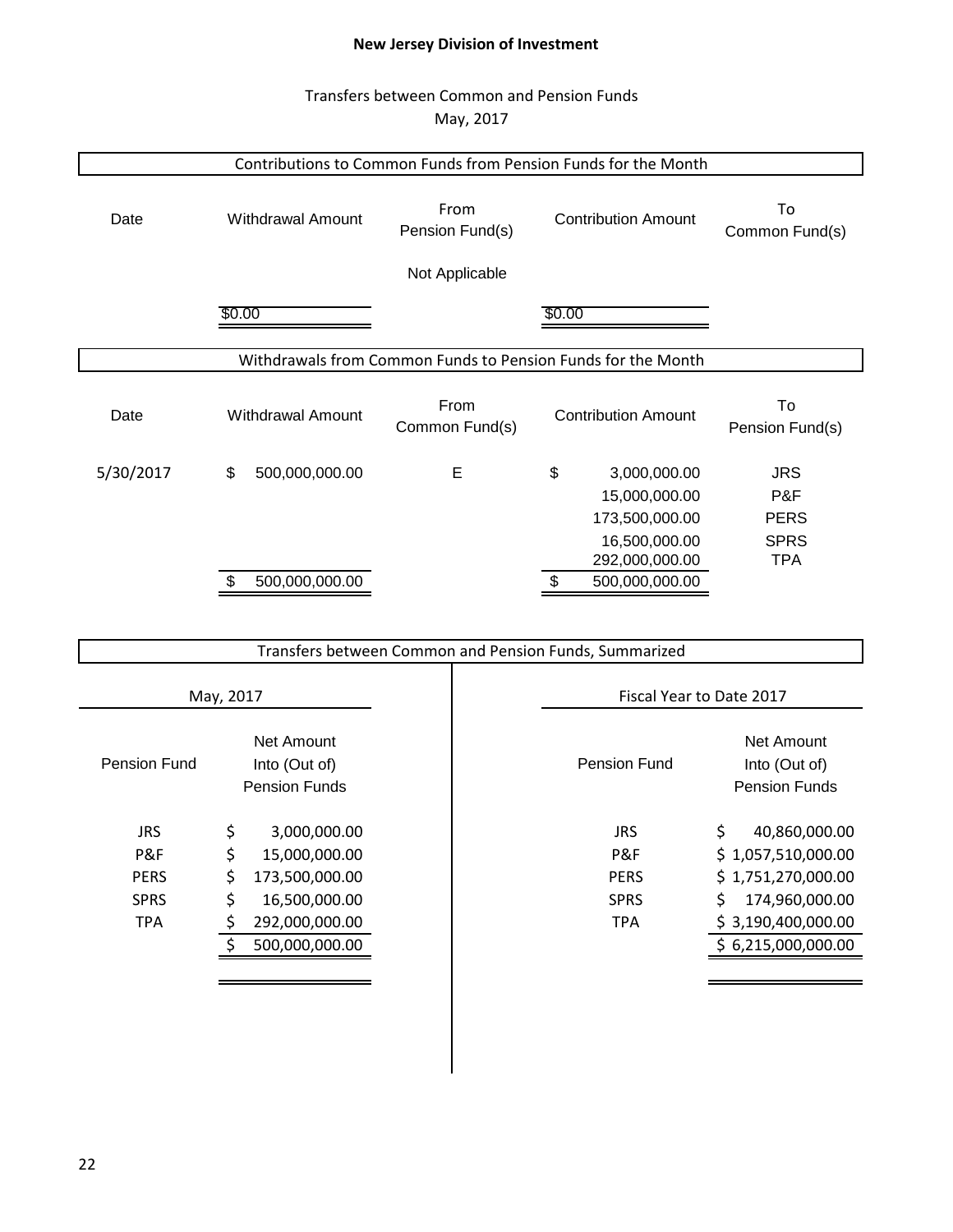**New Jersey Division of Investment**

Transfers between Common and Pension Funds
May, 2017

| Contributions to Common Funds from Pension Funds for the Month | | | | |
|---|---|---|---|---|
| Date | Withdrawal Amount | From Pension Fund(s) | Contribution Amount | To Common Fund(s) |
| | | Not Applicable | | |
| | $0.00 | | $0.00 | |

| Withdrawals from Common Funds to Pension Funds for the Month | | | | |
|---|---|---|---|---|
| Date | Withdrawal Amount | From Common Fund(s) | Contribution Amount | To Pension Fund(s) |
| 5/30/2017 | $ 500,000,000.00 | E | $ 3,000,000.00 | JRS |
| | | | 15,000,000.00 | P&F |
| | | | 173,500,000.00 | PERS |
| | | | 16,500,000.00 | SPRS |
| | | | 292,000,000.00 | TPA |
| | $ 500,000,000.00 | | $ 500,000,000.00 | |

Transfers between Common and Pension Funds, Summarized

| May, 2017 | | Fiscal Year to Date 2017 | |
|---|---|---|---|
| Pension Fund | Net Amount Into (Out of) Pension Funds | Pension Fund | Net Amount Into (Out of) Pension Funds |
| JRS | $ 3,000,000.00 | JRS | $ 40,860,000.00 |
| P&F | $ 15,000,000.00 | P&F | $ 1,057,510,000.00 |
| PERS | $ 173,500,000.00 | PERS | $ 1,751,270,000.00 |
| SPRS | $ 16,500,000.00 | SPRS | $ 174,960,000.00 |
| TPA | $ 292,000,000.00 | TPA | $ 3,190,400,000.00 |
| | $ 500,000,000.00 | | $ 6,215,000,000.00 |